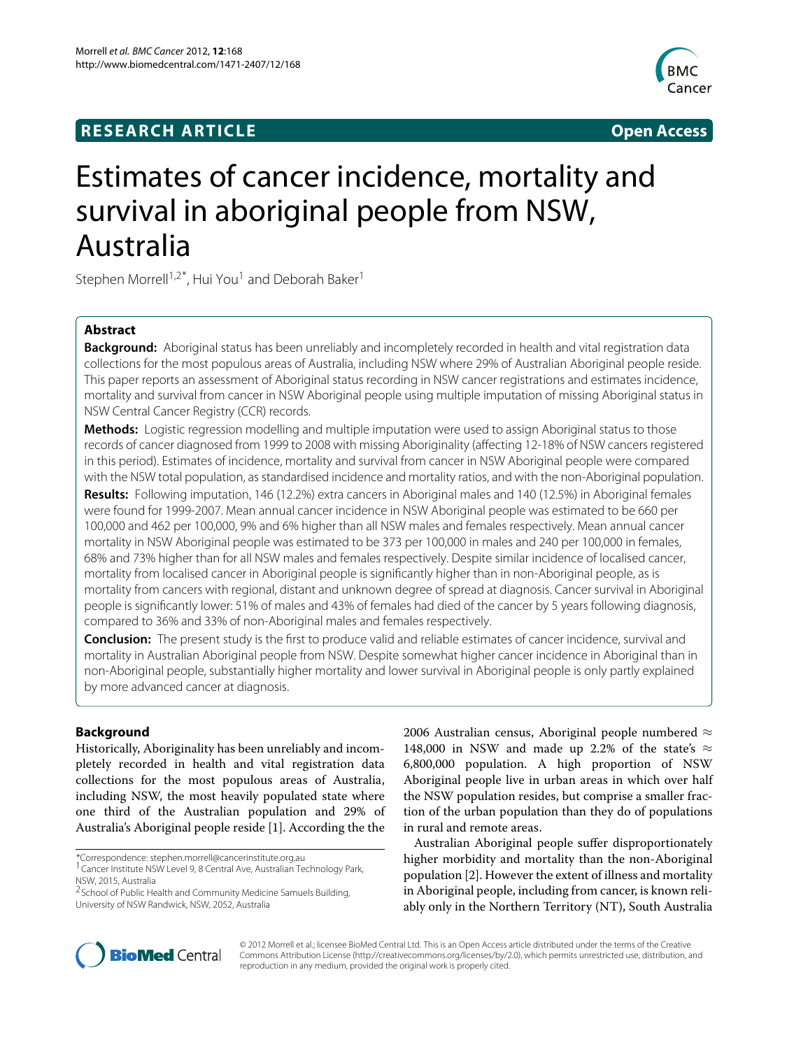**RESEARCH ARTICLE** **Open Access**

# Estimates of cancer incidence, mortality and survival in aboriginal people from NSW, Australia

Stephen Morrell[1,2*], Hui You[1] and Deborah Baker[1]

## Abstract

**Background:** Aboriginal status has been unreliably and incompletely recorded in health and vital registration data collections for the most populous areas of Australia, including NSW where 29% of Australian Aboriginal people reside. This paper reports an assessment of Aboriginal status recording in NSW cancer registrations and estimates incidence, mortality and survival from cancer in NSW Aboriginal people using multiple imputation of missing Aboriginal status in NSW Central Cancer Registry (CCR) records.

**Methods:** Logistic regression modelling and multiple imputation were used to assign Aboriginal status to those records of cancer diagnosed from 1999 to 2008 with missing Aboriginality (affecting 12-18% of NSW cancers registered in this period). Estimates of incidence, mortality and survival from cancer in NSW Aboriginal people were compared with the NSW total population, as standardised incidence and mortality ratios, and with the non-Aboriginal population.

**Results:** Following imputation, 146 (12.2%) extra cancers in Aboriginal males and 140 (12.5%) in Aboriginal females were found for 1999-2007. Mean annual cancer incidence in NSW Aboriginal people was estimated to be 660 per 100,000 and 462 per 100,000, 9% and 6% higher than all NSW males and females respectively. Mean annual cancer mortality in NSW Aboriginal people was estimated to be 373 per 100,000 in males and 240 per 100,000 in females, 68% and 73% higher than for all NSW males and females respectively. Despite similar incidence of localised cancer, mortality from localised cancer in Aboriginal people is significantly higher than in non-Aboriginal people, as is mortality from cancers with regional, distant and unknown degree of spread at diagnosis. Cancer survival in Aboriginal people is significantly lower: 51% of males and 43% of females had died of the cancer by 5 years following diagnosis, compared to 36% and 33% of non-Aboriginal males and females respectively.

**Conclusion:** The present study is the first to produce valid and reliable estimates of cancer incidence, survival and mortality in Australian Aboriginal people from NSW. Despite somewhat higher cancer incidence in Aboriginal than in non-Aboriginal people, substantially higher mortality and lower survival in Aboriginal people is only partly explained by more advanced cancer at diagnosis.

## Background

Historically, Aboriginality has been unreliably and incompletely recorded in health and vital registration data collections for the most populous areas of Australia, including NSW, the most heavily populated state where one third of the Australian population and 29% of Australia's Aboriginal people reside [1]. According the the 2006 Australian census, Aboriginal people numbered ≈ 148,000 in NSW and made up 2.2% of the state's ≈ 6,800,000 population. A high proportion of NSW Aboriginal people live in urban areas in which over half the NSW population resides, but comprise a smaller fraction of the urban population than they do of populations in rural and remote areas.

Australian Aboriginal people suffer disproportionately higher morbidity and mortality than the non-Aboriginal population [2]. However the extent of illness and mortality in Aboriginal people, including from cancer, is known reliably only in the Northern Territory (NT), South Australia

*Correspondence: stephen.morrell@cancerinstitute.org.au
[1] Cancer Institute NSW Level 9, 8 Central Ave, Australian Technology Park, NSW, 2015, Australia
[2] School of Public Health and Community Medicine Samuels Building, University of NSW Randwick, NSW, 2052, Australia

© 2012 Morrell et al.; licensee BioMed Central Ltd. This is an Open Access article distributed under the terms of the Creative Commons Attribution License (http://creativecommons.org/licenses/by/2.0), which permits unrestricted use, distribution, and reproduction in any medium, provided the original work is properly cited.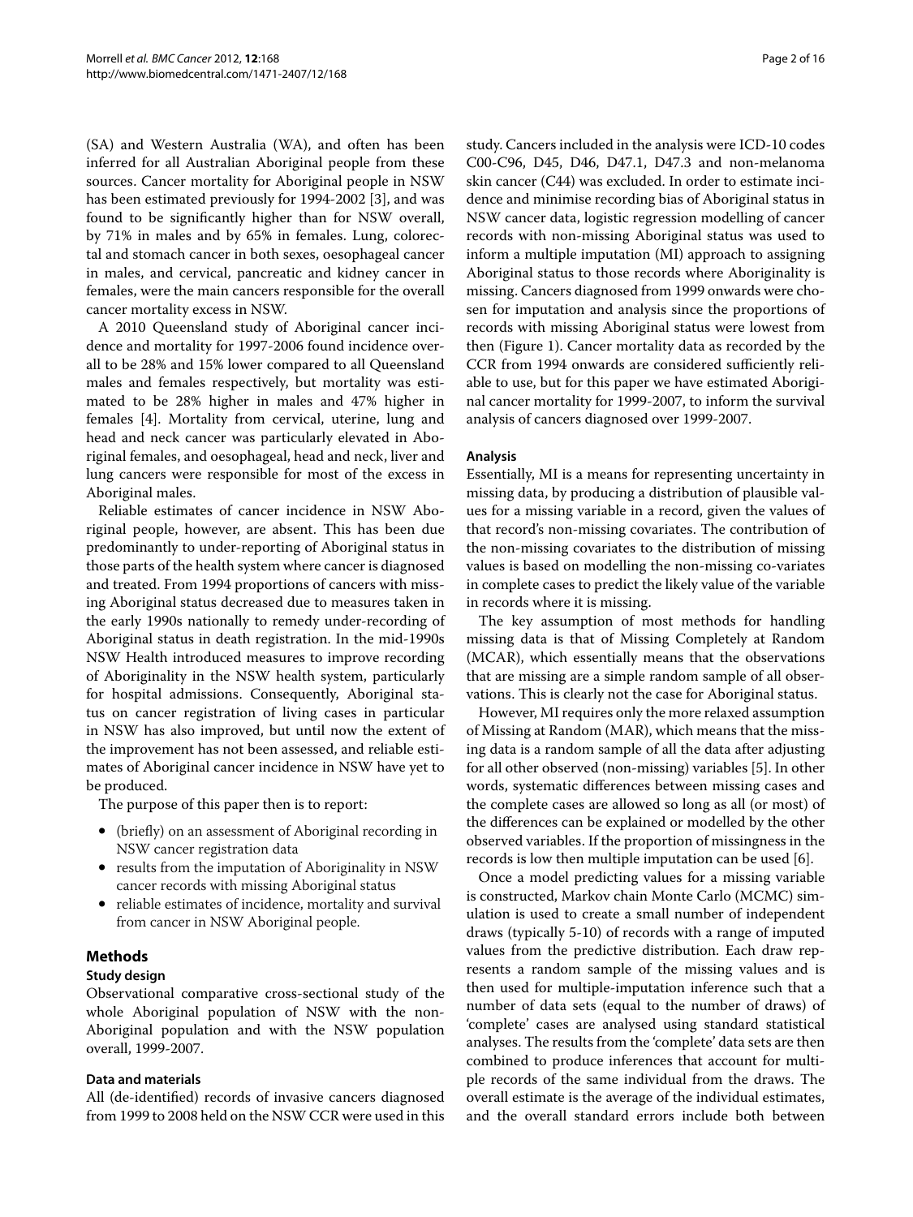(SA) and Western Australia (WA), and often has been inferred for all Australian Aboriginal people from these sources. Cancer mortality for Aboriginal people in NSW has been estimated previously for 1994-2002 [3], and was found to be significantly higher than for NSW overall, by 71% in males and by 65% in females. Lung, colorectal and stomach cancer in both sexes, oesophageal cancer in males, and cervical, pancreatic and kidney cancer in females, were the main cancers responsible for the overall cancer mortality excess in NSW.

A 2010 Queensland study of Aboriginal cancer incidence and mortality for 1997-2006 found incidence overall to be 28% and 15% lower compared to all Queensland males and females respectively, but mortality was estimated to be 28% higher in males and 47% higher in females [4]. Mortality from cervical, uterine, lung and head and neck cancer was particularly elevated in Aboriginal females, and oesophageal, head and neck, liver and lung cancers were responsible for most of the excess in Aboriginal males.

Reliable estimates of cancer incidence in NSW Aboriginal people, however, are absent. This has been due predominantly to under-reporting of Aboriginal status in those parts of the health system where cancer is diagnosed and treated. From 1994 proportions of cancers with missing Aboriginal status decreased due to measures taken in the early 1990s nationally to remedy under-recording of Aboriginal status in death registration. In the mid-1990s NSW Health introduced measures to improve recording of Aboriginality in the NSW health system, particularly for hospital admissions. Consequently, Aboriginal status on cancer registration of living cases in particular in NSW has also improved, but until now the extent of the improvement has not been assessed, and reliable estimates of Aboriginal cancer incidence in NSW have yet to be produced.

The purpose of this paper then is to report:

- (briefly) on an assessment of Aboriginal recording in NSW cancer registration data
- results from the imputation of Aboriginality in NSW cancer records with missing Aboriginal status
- reliable estimates of incidence, mortality and survival from cancer in NSW Aboriginal people.

## Methods

### Study design

Observational comparative cross-sectional study of the whole Aboriginal population of NSW with the non-Aboriginal population and with the NSW population overall, 1999-2007.

### Data and materials

All (de-identified) records of invasive cancers diagnosed from 1999 to 2008 held on the NSW CCR were used in this study. Cancers included in the analysis were ICD-10 codes C00-C96, D45, D46, D47.1, D47.3 and non-melanoma skin cancer (C44) was excluded. In order to estimate incidence and minimise recording bias of Aboriginal status in NSW cancer data, logistic regression modelling of cancer records with non-missing Aboriginal status was used to inform a multiple imputation (MI) approach to assigning Aboriginal status to those records where Aboriginality is missing. Cancers diagnosed from 1999 onwards were chosen for imputation and analysis since the proportions of records with missing Aboriginal status were lowest from then (Figure 1). Cancer mortality data as recorded by the CCR from 1994 onwards are considered sufficiently reliable to use, but for this paper we have estimated Aboriginal cancer mortality for 1999-2007, to inform the survival analysis of cancers diagnosed over 1999-2007.

### Analysis

Essentially, MI is a means for representing uncertainty in missing data, by producing a distribution of plausible values for a missing variable in a record, given the values of that record's non-missing covariates. The contribution of the non-missing covariates to the distribution of missing values is based on modelling the non-missing co-variates in complete cases to predict the likely value of the variable in records where it is missing.

The key assumption of most methods for handling missing data is that of Missing Completely at Random (MCAR), which essentially means that the observations that are missing are a simple random sample of all observations. This is clearly not the case for Aboriginal status.

However, MI requires only the more relaxed assumption of Missing at Random (MAR), which means that the missing data is a random sample of all the data after adjusting for all other observed (non-missing) variables [5]. In other words, systematic differences between missing cases and the complete cases are allowed so long as all (or most) of the differences can be explained or modelled by the other observed variables. If the proportion of missingness in the records is low then multiple imputation can be used [6].

Once a model predicting values for a missing variable is constructed, Markov chain Monte Carlo (MCMC) simulation is used to create a small number of independent draws (typically 5-10) of records with a range of imputed values from the predictive distribution. Each draw represents a random sample of the missing values and is then used for multiple-imputation inference such that a number of data sets (equal to the number of draws) of 'complete' cases are analysed using standard statistical analyses. The results from the 'complete' data sets are then combined to produce inferences that account for multiple records of the same individual from the draws. The overall estimate is the average of the individual estimates, and the overall standard errors include both between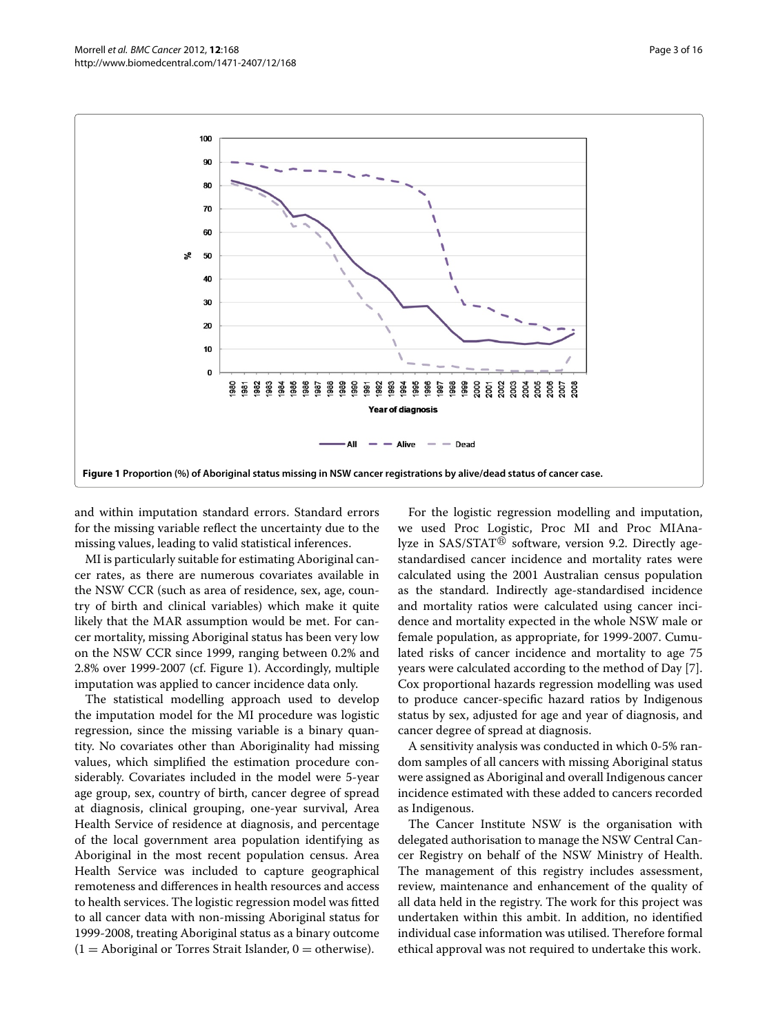**Figure 1 Proportion (%) of Aboriginal status missing in NSW cancer registrations by alive/dead status of cancer case.**

and within imputation standard errors. Standard errors for the missing variable reflect the uncertainty due to the missing values, leading to valid statistical inferences.

MI is particularly suitable for estimating Aboriginal cancer rates, as there are numerous covariates available in the NSW CCR (such as area of residence, sex, age, country of birth and clinical variables) which make it quite likely that the MAR assumption would be met. For cancer mortality, missing Aboriginal status has been very low on the NSW CCR since 1999, ranging between 0.2% and 2.8% over 1999-2007 (cf. Figure 1). Accordingly, multiple imputation was applied to cancer incidence data only.

The statistical modelling approach used to develop the imputation model for the MI procedure was logistic regression, since the missing variable is a binary quantity. No covariates other than Aboriginality had missing values, which simplified the estimation procedure considerably. Covariates included in the model were 5-year age group, sex, country of birth, cancer degree of spread at diagnosis, clinical grouping, one-year survival, Area Health Service of residence at diagnosis, and percentage of the local government area population identifying as Aboriginal in the most recent population census. Area Health Service was included to capture geographical remoteness and differences in health resources and access to health services. The logistic regression model was fitted to all cancer data with non-missing Aboriginal status for 1999-2008, treating Aboriginal status as a binary outcome (1 = Aboriginal or Torres Strait Islander, 0 = otherwise).

For the logistic regression modelling and imputation, we used Proc Logistic, Proc MI and Proc MIAnalyze in SAS/STAT® software, version 9.2. Directly age-standardised cancer incidence and mortality rates were calculated using the 2001 Australian census population as the standard. Indirectly age-standardised incidence and mortality ratios were calculated using cancer incidence and mortality expected in the whole NSW male or female population, as appropriate, for 1999-2007. Cumulated risks of cancer incidence and mortality to age 75 years were calculated according to the method of Day [7]. Cox proportional hazards regression modelling was used to produce cancer-specific hazard ratios by Indigenous status by sex, adjusted for age and year of diagnosis, and cancer degree of spread at diagnosis.

A sensitivity analysis was conducted in which 0-5% random samples of all cancers with missing Aboriginal status were assigned as Aboriginal and overall Indigenous cancer incidence estimated with these added to cancers recorded as Indigenous.

The Cancer Institute NSW is the organisation with delegated authorisation to manage the NSW Central Cancer Registry on behalf of the NSW Ministry of Health. The management of this registry includes assessment, review, maintenance and enhancement of the quality of all data held in the registry. The work for this project was undertaken within this ambit. In addition, no identified individual case information was utilised. Therefore formal ethical approval was not required to undertake this work.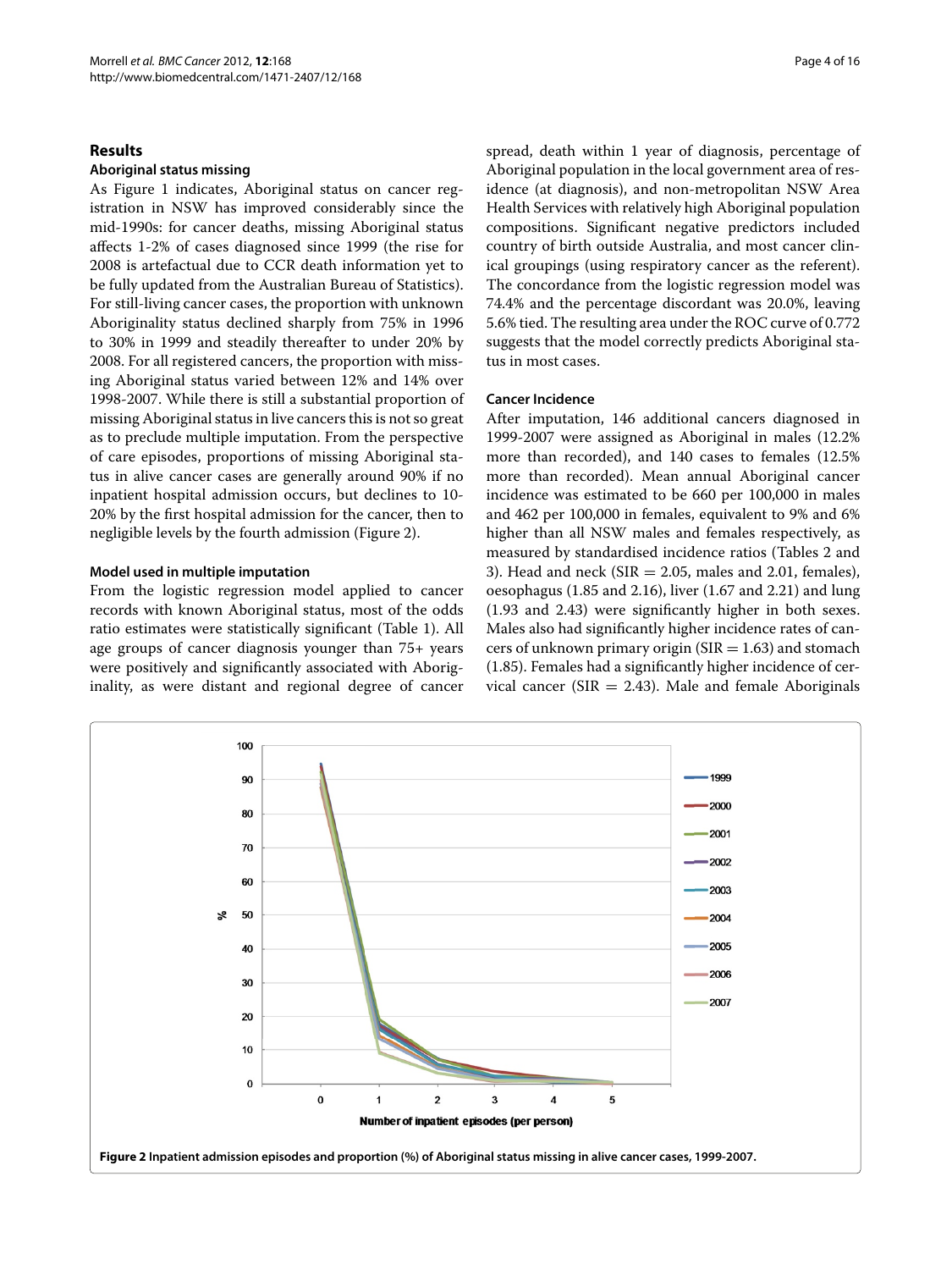## Results

### Aboriginal status missing

As Figure 1 indicates, Aboriginal status on cancer registration in NSW has improved considerably since the mid-1990s: for cancer deaths, missing Aboriginal status affects 1-2% of cases diagnosed since 1999 (the rise for 2008 is artefactual due to CCR death information yet to be fully updated from the Australian Bureau of Statistics). For still-living cancer cases, the proportion with unknown Aboriginality status declined sharply from 75% in 1996 to 30% in 1999 and steadily thereafter to under 20% by 2008. For all registered cancers, the proportion with missing Aboriginal status varied between 12% and 14% over 1998-2007. While there is still a substantial proportion of missing Aboriginal status in live cancers this is not so great as to preclude multiple imputation. From the perspective of care episodes, proportions of missing Aboriginal status in alive cancer cases are generally around 90% if no inpatient hospital admission occurs, but declines to 10-20% by the first hospital admission for the cancer, then to negligible levels by the fourth admission (Figure 2).

### Model used in multiple imputation

From the logistic regression model applied to cancer records with known Aboriginal status, most of the odds ratio estimates were statistically significant (Table 1). All age groups of cancer diagnosis younger than 75+ years were positively and significantly associated with Aboriginality, as were distant and regional degree of cancer spread, death within 1 year of diagnosis, percentage of Aboriginal population in the local government area of residence (at diagnosis), and non-metropolitan NSW Area Health Services with relatively high Aboriginal population compositions. Significant negative predictors included country of birth outside Australia, and most cancer clinical groupings (using respiratory cancer as the referent). The concordance from the logistic regression model was 74.4% and the percentage discordant was 20.0%, leaving 5.6% tied. The resulting area under the ROC curve of 0.772 suggests that the model correctly predicts Aboriginal status in most cases.

### Cancer Incidence

After imputation, 146 additional cancers diagnosed in 1999-2007 were assigned as Aboriginal in males (12.2% more than recorded), and 140 cases to females (12.5% more than recorded). Mean annual Aboriginal cancer incidence was estimated to be 660 per 100,000 in males and 462 per 100,000 in females, equivalent to 9% and 6% higher than all NSW males and females respectively, as measured by standardised incidence ratios (Tables 2 and 3). Head and neck (SIR = 2.05, males and 2.01, females), oesophagus (1.85 and 2.16), liver (1.67 and 2.21) and lung (1.93 and 2.43) were significantly higher in both sexes. Males also had significantly higher incidence rates of cancers of unknown primary origin (SIR = 1.63) and stomach (1.85). Females had a significantly higher incidence of cervical cancer (SIR = 2.43). Male and female Aboriginals

**Figure 2** Inpatient admission episodes and proportion (%) of Aboriginal status missing in alive cancer cases, 1999-2007.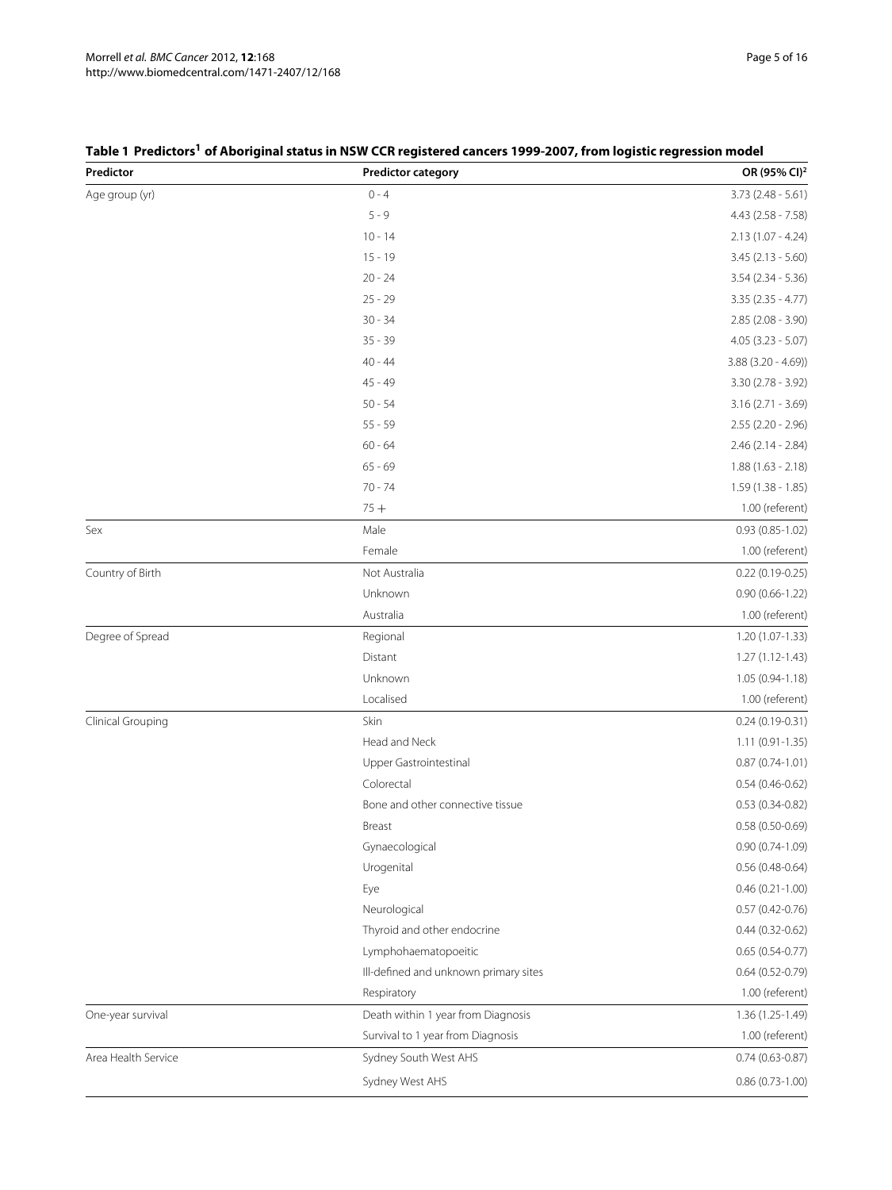**Table 1 Predictors[1] of Aboriginal status in NSW CCR registered cancers 1999-2007, from logistic regression model**

| Predictor | Predictor category | OR (95% CI)[2] |
| --- | --- | --- |
| Age group (yr) | 0 - 4 | 3.73 (2.48 - 5.61) |
| | 5 - 9 | 4.43 (2.58 - 7.58) |
| | 10 - 14 | 2.13 (1.07 - 4.24) |
| | 15 - 19 | 3.45 (2.13 - 5.60) |
| | 20 - 24 | 3.54 (2.34 - 5.36) |
| | 25 - 29 | 3.35 (2.35 - 4.77) |
| | 30 - 34 | 2.85 (2.08 - 3.90) |
| | 35 - 39 | 4.05 (3.23 - 5.07) |
| | 40 - 44 | 3.88 (3.20 - 4.69)) |
| | 45 - 49 | 3.30 (2.78 - 3.92) |
| | 50 - 54 | 3.16 (2.71 - 3.69) |
| | 55 - 59 | 2.55 (2.20 - 2.96) |
| | 60 - 64 | 2.46 (2.14 - 2.84) |
| | 65 - 69 | 1.88 (1.63 - 2.18) |
| | 70 - 74 | 1.59 (1.38 - 1.85) |
| | 75 + | 1.00 (referent) |
| Sex | Male | 0.93 (0.85-1.02) |
| | Female | 1.00 (referent) |
| Country of Birth | Not Australia | 0.22 (0.19-0.25) |
| | Unknown | 0.90 (0.66-1.22) |
| | Australia | 1.00 (referent) |
| Degree of Spread | Regional | 1.20 (1.07-1.33) |
| | Distant | 1.27 (1.12-1.43) |
| | Unknown | 1.05 (0.94-1.18) |
| | Localised | 1.00 (referent) |
| Clinical Grouping | Skin | 0.24 (0.19-0.31) |
| | Head and Neck | 1.11 (0.91-1.35) |
| | Upper Gastrointestinal | 0.87 (0.74-1.01) |
| | Colorectal | 0.54 (0.46-0.62) |
| | Bone and other connective tissue | 0.53 (0.34-0.82) |
| | Breast | 0.58 (0.50-0.69) |
| | Gynaecological | 0.90 (0.74-1.09) |
| | Urogenital | 0.56 (0.48-0.64) |
| | Eye | 0.46 (0.21-1.00) |
| | Neurological | 0.57 (0.42-0.76) |
| | Thyroid and other endocrine | 0.44 (0.32-0.62) |
| | Lymphohaematopoeitic | 0.65 (0.54-0.77) |
| | Ill-defined and unknown primary sites | 0.64 (0.52-0.79) |
| | Respiratory | 1.00 (referent) |
| One-year survival | Death within 1 year from Diagnosis | 1.36 (1.25-1.49) |
| | Survival to 1 year from Diagnosis | 1.00 (referent) |
| Area Health Service | Sydney South West AHS | 0.74 (0.63-0.87) |
| | Sydney West AHS | 0.86 (0.73-1.00) |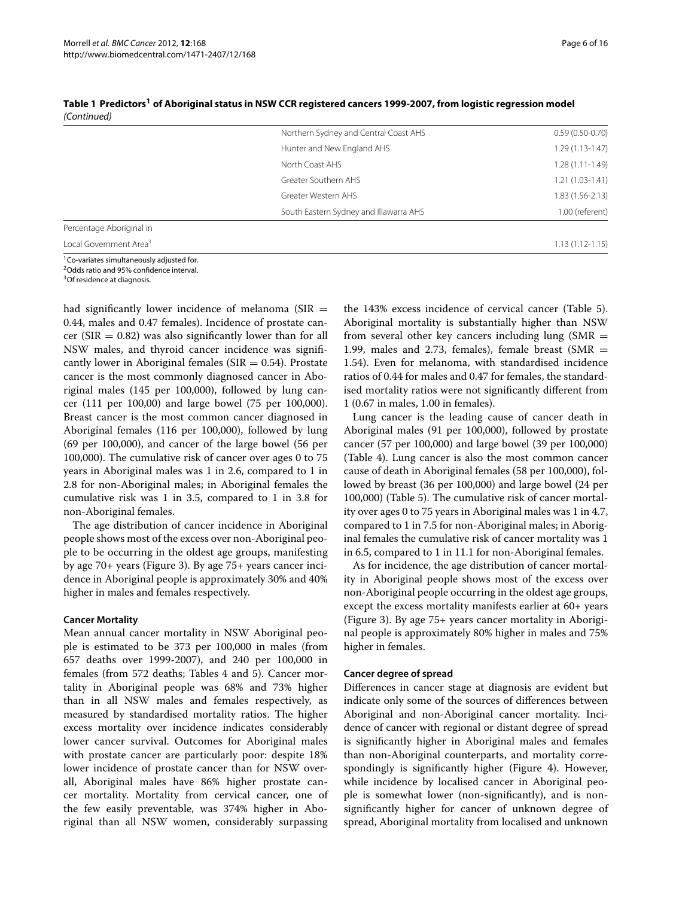**Table 1 Predictors[1] of Aboriginal status in NSW CCR registered cancers 1999-2007, from logistic regression model** *(Continued)*

| | | |
|---|---|---|
| | Northern Sydney and Central Coast AHS | 0.59 (0.50-0.70) |
| | Hunter and New England AHS | 1.29 (1.13-1.47) |
| | North Coast AHS | 1.28 (1.11-1.49) |
| | Greater Southern AHS | 1.21 (1.03-1.41) |
| | Greater Western AHS | 1.83 (1.56-2.13) |
| | South Eastern Sydney and Illawarra AHS | 1.00 (referent) |
| Percentage Aboriginal in | | |
| Local Government Area[3] | | 1.13 (1.12-1.15) |

[1]Co-variates simultaneously adjusted for.
[2]Odds ratio and 95% confidence interval.
[3]Of residence at diagnosis.

had significantly lower incidence of melanoma (SIR = 0.44, males and 0.47 females). Incidence of prostate cancer (SIR = 0.82) was also significantly lower than for all NSW males, and thyroid cancer incidence was significantly lower in Aboriginal females (SIR = 0.54). Prostate cancer is the most commonly diagnosed cancer in Aboriginal males (145 per 100,000), followed by lung cancer (111 per 100,00) and large bowel (75 per 100,000). Breast cancer is the most common cancer diagnosed in Aboriginal females (116 per 100,000), followed by lung (69 per 100,000), and cancer of the large bowel (56 per 100,000). The cumulative risk of cancer over ages 0 to 75 years in Aboriginal males was 1 in 2.6, compared to 1 in 2.8 for non-Aboriginal males; in Aboriginal females the cumulative risk was 1 in 3.5, compared to 1 in 3.8 for non-Aboriginal females.

The age distribution of cancer incidence in Aboriginal people shows most of the excess over non-Aboriginal people to be occurring in the oldest age groups, manifesting by age 70+ years (Figure 3). By age 75+ years cancer incidence in Aboriginal people is approximately 30% and 40% higher in males and females respectively.

#### Cancer Mortality

Mean annual cancer mortality in NSW Aboriginal people is estimated to be 373 per 100,000 in males (from 657 deaths over 1999-2007), and 240 per 100,000 in females (from 572 deaths; Tables 4 and 5). Cancer mortality in Aboriginal people was 68% and 73% higher than in all NSW males and females respectively, as measured by standardised mortality ratios. The higher excess mortality over incidence indicates considerably lower cancer survival. Outcomes for Aboriginal males with prostate cancer are particularly poor: despite 18% lower incidence of prostate cancer than for NSW overall, Aboriginal males have 86% higher prostate cancer mortality. Mortality from cervical cancer, one of the few easily preventable, was 374% higher in Aboriginal than all NSW women, considerably surpassing the 143% excess incidence of cervical cancer (Table 5). Aboriginal mortality is substantially higher than NSW from several other key cancers including lung (SMR = 1.99, males and 2.73, females), female breast (SMR = 1.54). Even for melanoma, with standardised incidence ratios of 0.44 for males and 0.47 for females, the standardised mortality ratios were not significantly different from 1 (0.67 in males, 1.00 in females).

Lung cancer is the leading cause of cancer death in Aboriginal males (91 per 100,000), followed by prostate cancer (57 per 100,000) and large bowel (39 per 100,000) (Table 4). Lung cancer is also the most common cancer cause of death in Aboriginal females (58 per 100,000), followed by breast (36 per 100,000) and large bowel (24 per 100,000) (Table 5). The cumulative risk of cancer mortality over ages 0 to 75 years in Aboriginal males was 1 in 4.7, compared to 1 in 7.5 for non-Aboriginal males; in Aboriginal females the cumulative risk of cancer mortality was 1 in 6.5, compared to 1 in 11.1 for non-Aboriginal females.

As for incidence, the age distribution of cancer mortality in Aboriginal people shows most of the excess over non-Aboriginal people occurring in the oldest age groups, except the excess mortality manifests earlier at 60+ years (Figure 3). By age 75+ years cancer mortality in Aboriginal people is approximately 80% higher in males and 75% higher in females.

#### Cancer degree of spread

Differences in cancer stage at diagnosis are evident but indicate only some of the sources of differences between Aboriginal and non-Aboriginal cancer mortality. Incidence of cancer with regional or distant degree of spread is significantly higher in Aboriginal males and females than non-Aboriginal counterparts, and mortality correspondingly is significantly higher (Figure 4). However, while incidence by localised cancer in Aboriginal people is somewhat lower (non-significantly), and is non-significantly higher for cancer of unknown degree of spread, Aboriginal mortality from localised and unknown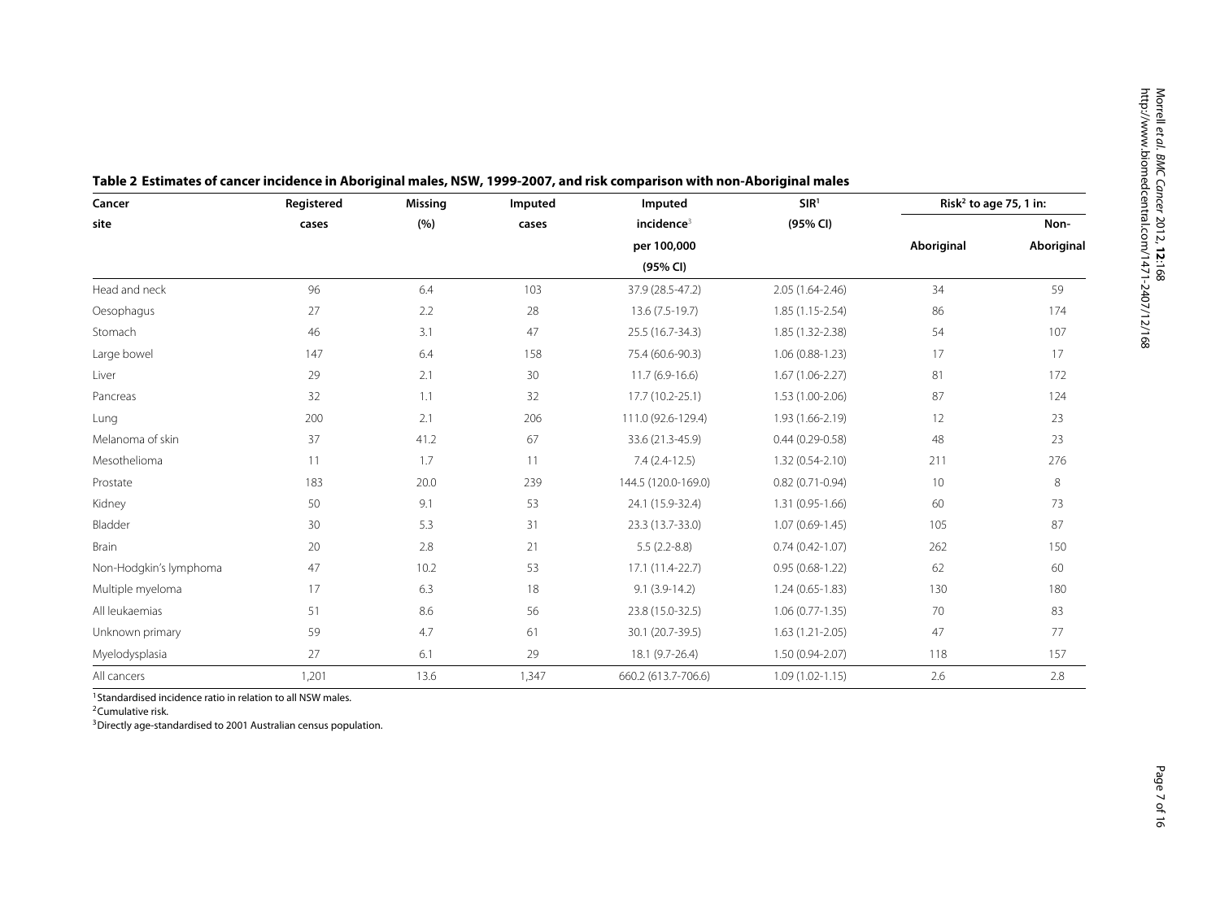**Table 2 Estimates of cancer incidence in Aboriginal males, NSW, 1999-2007, and risk comparison with non-Aboriginal males**

| Cancer site | Registered cases | Missing (%) | Imputed cases | Imputed incidence[3] per 100,000 (95% CI) | SIR[1] (95% CI) | Risk[2] to age 75, 1 in: | |
|---|---|---|---|---|---|---|---|
| | | | | | | Aboriginal | Non-Aboriginal |
| Head and neck | 96 | 6.4 | 103 | 37.9 (28.5-47.2) | 2.05 (1.64-2.46) | 34 | 59 |
| Oesophagus | 27 | 2.2 | 28 | 13.6 (7.5-19.7) | 1.85 (1.15-2.54) | 86 | 174 |
| Stomach | 46 | 3.1 | 47 | 25.5 (16.7-34.3) | 1.85 (1.32-2.38) | 54 | 107 |
| Large bowel | 147 | 6.4 | 158 | 75.4 (60.6-90.3) | 1.06 (0.88-1.23) | 17 | 17 |
| Liver | 29 | 2.1 | 30 | 11.7 (6.9-16.6) | 1.67 (1.06-2.27) | 81 | 172 |
| Pancreas | 32 | 1.1 | 32 | 17.7 (10.2-25.1) | 1.53 (1.00-2.06) | 87 | 124 |
| Lung | 200 | 2.1 | 206 | 111.0 (92.6-129.4) | 1.93 (1.66-2.19) | 12 | 23 |
| Melanoma of skin | 37 | 41.2 | 67 | 33.6 (21.3-45.9) | 0.44 (0.29-0.58) | 48 | 23 |
| Mesothelioma | 11 | 1.7 | 11 | 7.4 (2.4-12.5) | 1.32 (0.54-2.10) | 211 | 276 |
| Prostate | 183 | 20.0 | 239 | 144.5 (120.0-169.0) | 0.82 (0.71-0.94) | 10 | 8 |
| Kidney | 50 | 9.1 | 53 | 24.1 (15.9-32.4) | 1.31 (0.95-1.66) | 60 | 73 |
| Bladder | 30 | 5.3 | 31 | 23.3 (13.7-33.0) | 1.07 (0.69-1.45) | 105 | 87 |
| Brain | 20 | 2.8 | 21 | 5.5 (2.2-8.8) | 0.74 (0.42-1.07) | 262 | 150 |
| Non-Hodgkin's lymphoma | 47 | 10.2 | 53 | 17.1 (11.4-22.7) | 0.95 (0.68-1.22) | 62 | 60 |
| Multiple myeloma | 17 | 6.3 | 18 | 9.1 (3.9-14.2) | 1.24 (0.65-1.83) | 130 | 180 |
| All leukaemias | 51 | 8.6 | 56 | 23.8 (15.0-32.5) | 1.06 (0.77-1.35) | 70 | 83 |
| Unknown primary | 59 | 4.7 | 61 | 30.1 (20.7-39.5) | 1.63 (1.21-2.05) | 47 | 77 |
| Myelodysplasia | 27 | 6.1 | 29 | 18.1 (9.7-26.4) | 1.50 (0.94-2.07) | 118 | 157 |
| All cancers | 1,201 | 13.6 | 1,347 | 660.2 (613.7-706.6) | 1.09 (1.02-1.15) | 2.6 | 2.8 |

[1] Standardised incidence ratio in relation to all NSW males.
[2] Cumulative risk.
[3] Directly age-standardised to 2001 Australian census population.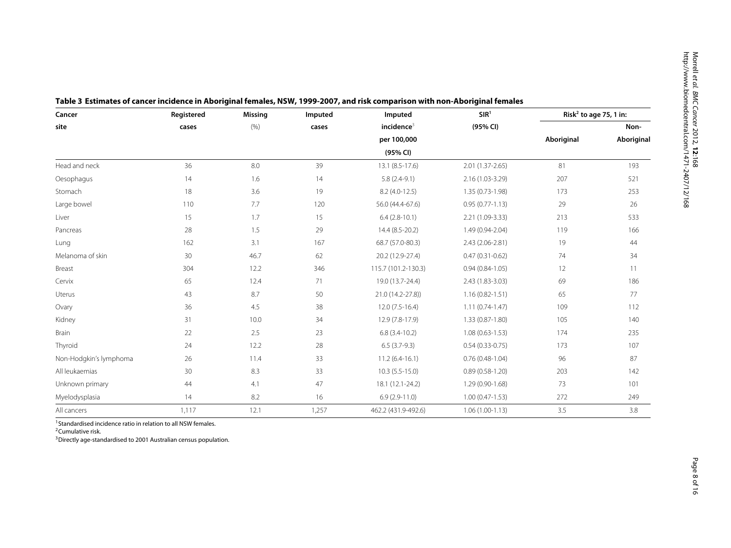**Table 3 Estimates of cancer incidence in Aboriginal females, NSW, 1999-2007, and risk comparison with non-Aboriginal females**

| Cancer site | Registered cases | Missing (%) | Imputed cases | Imputed incidence[3] per 100,000 (95% CI) | SIR[1] (95% CI) | Risk[2] to age 75, 1 in: | |
|---|---|---|---|---|---|---|---|
| | | | | | | Aboriginal | Non-Aboriginal |
| Head and neck | 36 | 8.0 | 39 | 13.1 (8.5-17.6) | 2.01 (1.37-2.65) | 81 | 193 |
| Oesophagus | 14 | 1.6 | 14 | 5.8 (2.4-9.1) | 2.16 (1.03-3.29) | 207 | 521 |
| Stomach | 18 | 3.6 | 19 | 8.2 (4.0-12.5) | 1.35 (0.73-1.98) | 173 | 253 |
| Large bowel | 110 | 7.7 | 120 | 56.0 (44.4-67.6) | 0.95 (0.77-1.13) | 29 | 26 |
| Liver | 15 | 1.7 | 15 | 6.4 (2.8-10.1) | 2.21 (1.09-3.33) | 213 | 533 |
| Pancreas | 28 | 1.5 | 29 | 14.4 (8.5-20.2) | 1.49 (0.94-2.04) | 119 | 166 |
| Lung | 162 | 3.1 | 167 | 68.7 (57.0-80.3) | 2.43 (2.06-2.81) | 19 | 44 |
| Melanoma of skin | 30 | 46.7 | 62 | 20.2 (12.9-27.4) | 0.47 (0.31-0.62) | 74 | 34 |
| Breast | 304 | 12.2 | 346 | 115.7 (101.2-130.3) | 0.94 (0.84-1.05) | 12 | 11 |
| Cervix | 65 | 12.4 | 71 | 19.0 (13.7-24.4) | 2.43 (1.83-3.03) | 69 | 186 |
| Uterus | 43 | 8.7 | 50 | 21.0 (14.2-27.8)) | 1.16 (0.82-1.51) | 65 | 77 |
| Ovary | 36 | 4.5 | 38 | 12.0 (7.5-16.4) | 1.11 (0.74-1.47) | 109 | 112 |
| Kidney | 31 | 10.0 | 34 | 12.9 (7.8-17.9) | 1.33 (0.87-1.80) | 105 | 140 |
| Brain | 22 | 2.5 | 23 | 6.8 (3.4-10.2) | 1.08 (0.63-1.53) | 174 | 235 |
| Thyroid | 24 | 12.2 | 28 | 6.5 (3.7-9.3) | 0.54 (0.33-0.75) | 173 | 107 |
| Non-Hodgkin's lymphoma | 26 | 11.4 | 33 | 11.2 (6.4-16.1) | 0.76 (0.48-1.04) | 96 | 87 |
| All leukaemias | 30 | 8.3 | 33 | 10.3 (5.5-15.0) | 0.89 (0.58-1.20) | 203 | 142 |
| Unknown primary | 44 | 4.1 | 47 | 18.1 (12.1-24.2) | 1.29 (0.90-1.68) | 73 | 101 |
| Myelodysplasia | 14 | 8.2 | 16 | 6.9 (2.9-11.0) | 1.00 (0.47-1.53) | 272 | 249 |
| All cancers | 1,117 | 12.1 | 1,257 | 462.2 (431.9-492.6) | 1.06 (1.00-1.13) | 3.5 | 3.8 |

[1] Standardised incidence ratio in relation to all NSW females.
[2] Cumulative risk.
[3] Directly age-standardised to 2001 Australian census population.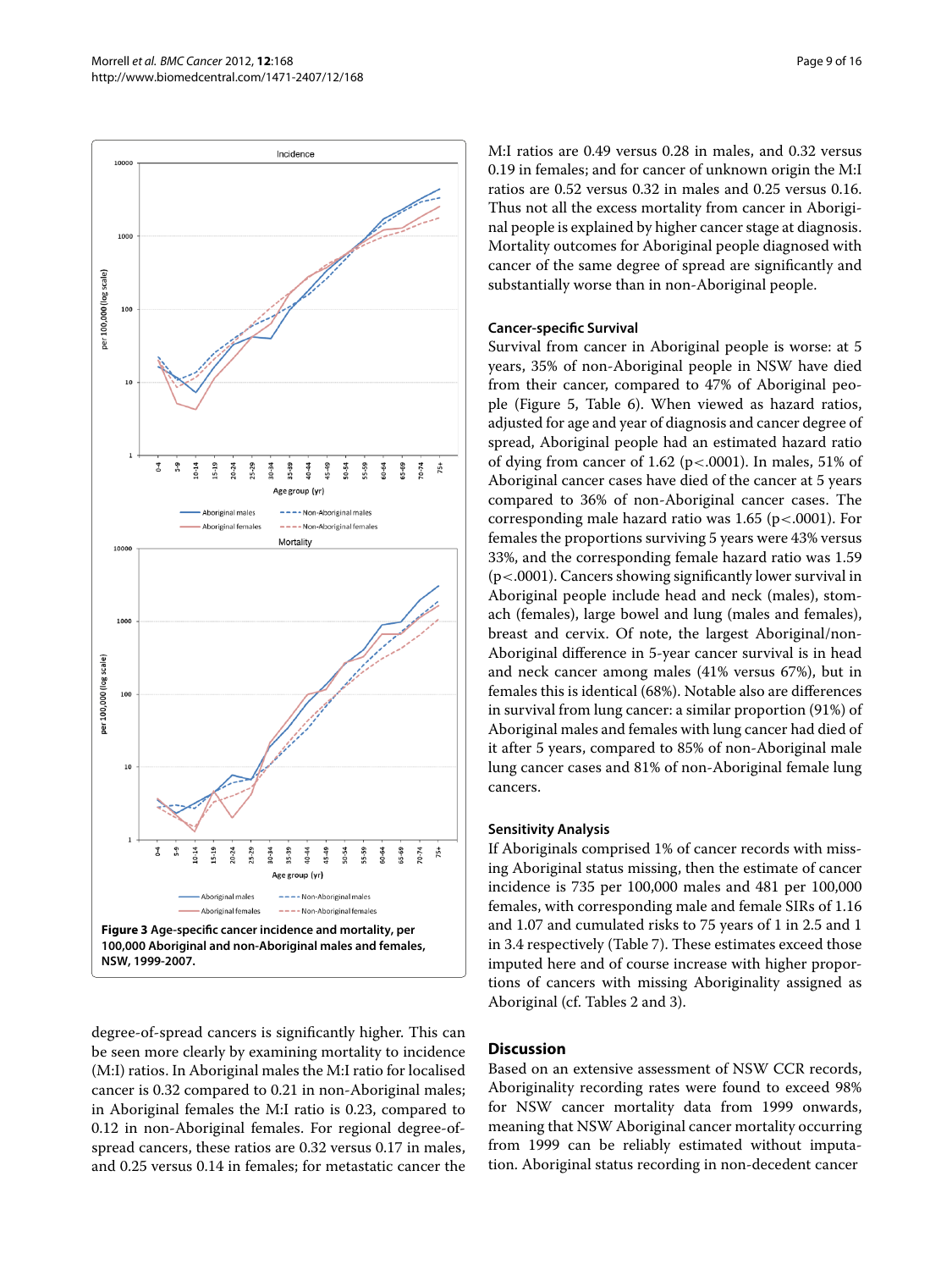**Figure 3 Age-specific cancer incidence and mortality, per 100,000 Aboriginal and non-Aboriginal males and females, NSW, 1999-2007.**

degree-of-spread cancers is significantly higher. This can be seen more clearly by examining mortality to incidence (M:I) ratios. In Aboriginal males the M:I ratio for localised cancer is 0.32 compared to 0.21 in non-Aboriginal males; in Aboriginal females the M:I ratio is 0.23, compared to 0.12 in non-Aboriginal females. For regional degree-of-spread cancers, these ratios are 0.32 versus 0.17 in males, and 0.25 versus 0.14 in females; for metastatic cancer the M:I ratios are 0.49 versus 0.28 in males, and 0.32 versus 0.19 in females; and for cancer of unknown origin the M:I ratios are 0.52 versus 0.32 in males and 0.25 versus 0.16. Thus not all the excess mortality from cancer in Aboriginal people is explained by higher cancer stage at diagnosis. Mortality outcomes for Aboriginal people diagnosed with cancer of the same degree of spread are significantly and substantially worse than in non-Aboriginal people.

### Cancer-specific Survival

Survival from cancer in Aboriginal people is worse: at 5 years, 35% of non-Aboriginal people in NSW have died from their cancer, compared to 47% of Aboriginal people (Figure 5, Table 6). When viewed as hazard ratios, adjusted for age and year of diagnosis and cancer degree of spread, Aboriginal people had an estimated hazard ratio of dying from cancer of 1.62 ($p<.0001$). In males, 51% of Aboriginal cancer cases have died of the cancer at 5 years compared to 36% of non-Aboriginal cancer cases. The corresponding male hazard ratio was 1.65 ($p<.0001$). For females the proportions surviving 5 years were 43% versus 33%, and the corresponding female hazard ratio was 1.59 ($p<.0001$). Cancers showing significantly lower survival in Aboriginal people include head and neck (males), stomach (females), large bowel and lung (males and females), breast and cervix. Of note, the largest Aboriginal/non-Aboriginal difference in 5-year cancer survival is in head and neck cancer among males (41% versus 67%), but in females this is identical (68%). Notable also are differences in survival from lung cancer: a similar proportion (91%) of Aboriginal males and females with lung cancer had died of it after 5 years, compared to 85% of non-Aboriginal male lung cancer cases and 81% of non-Aboriginal female lung cancers.

### Sensitivity Analysis

If Aboriginals comprised 1% of cancer records with missing Aboriginal status missing, then the estimate of cancer incidence is 735 per 100,000 males and 481 per 100,000 females, with corresponding male and female SIRs of 1.16 and 1.07 and cumulated risks to 75 years of 1 in 2.5 and 1 in 3.4 respectively (Table 7). These estimates exceed those imputed here and of course increase with higher proportions of cancers with missing Aboriginality assigned as Aboriginal (cf. Tables 2 and 3).

## Discussion

Based on an extensive assessment of NSW CCR records, Aboriginality recording rates were found to exceed 98% for NSW cancer mortality data from 1999 onwards, meaning that NSW Aboriginal cancer mortality occurring from 1999 can be reliably estimated without imputation. Aboriginal status recording in non-decedent cancer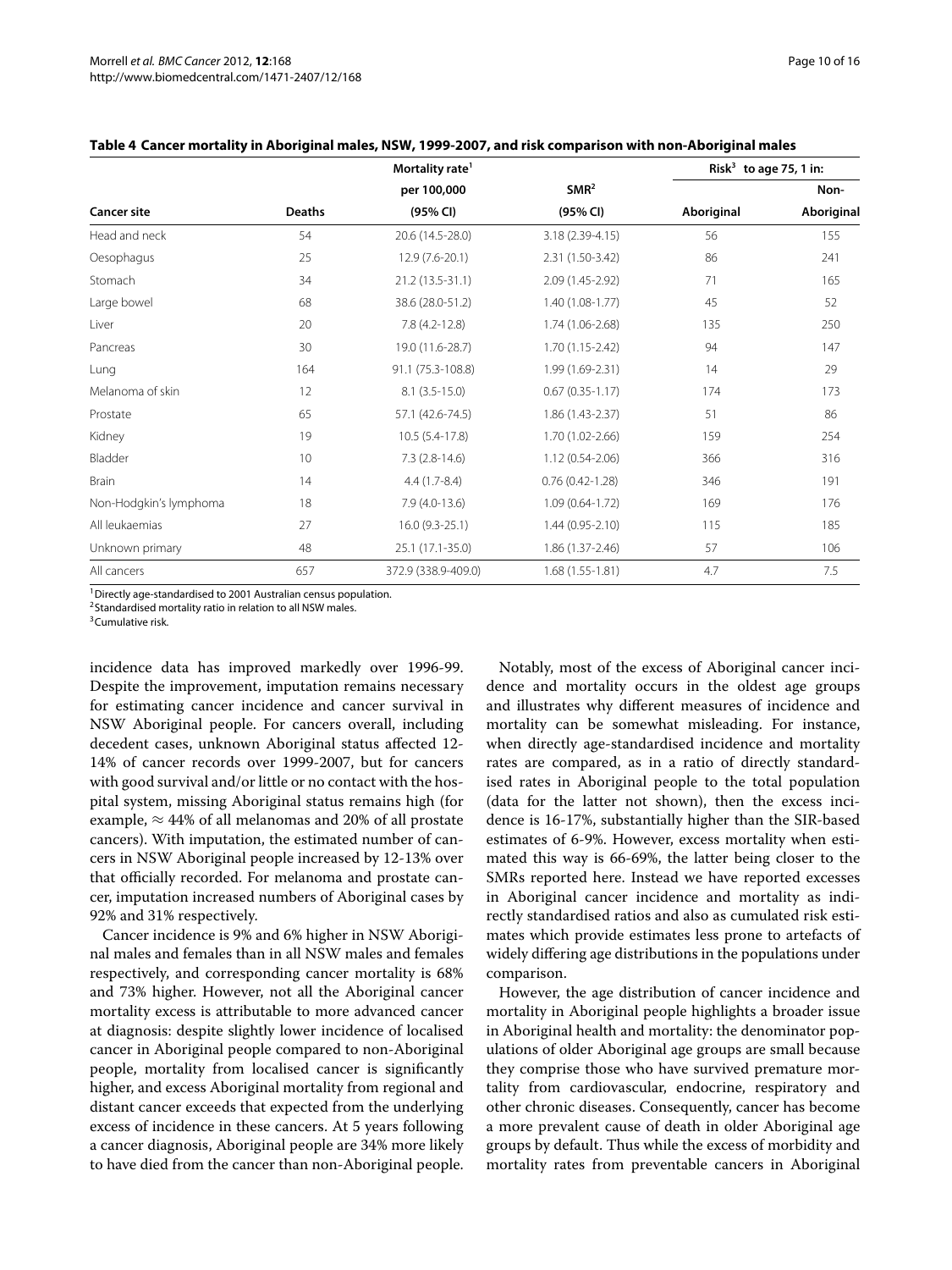**Table 4 Cancer mortality in Aboriginal males, NSW, 1999-2007, and risk comparison with non-Aboriginal males**

| Cancer site | Deaths | Mortality rate[1] per 100,000 (95% CI) | SMR[2] (95% CI) | Risk[3] to age 75, 1 in: Aboriginal | Non-Aboriginal |
|---|---|---|---|---|---|
| Head and neck | 54 | 20.6 (14.5-28.0) | 3.18 (2.39-4.15) | 56 | 155 |
| Oesophagus | 25 | 12.9 (7.6-20.1) | 2.31 (1.50-3.42) | 86 | 241 |
| Stomach | 34 | 21.2 (13.5-31.1) | 2.09 (1.45-2.92) | 71 | 165 |
| Large bowel | 68 | 38.6 (28.0-51.2) | 1.40 (1.08-1.77) | 45 | 52 |
| Liver | 20 | 7.8 (4.2-12.8) | 1.74 (1.06-2.68) | 135 | 250 |
| Pancreas | 30 | 19.0 (11.6-28.7) | 1.70 (1.15-2.42) | 94 | 147 |
| Lung | 164 | 91.1 (75.3-108.8) | 1.99 (1.69-2.31) | 14 | 29 |
| Melanoma of skin | 12 | 8.1 (3.5-15.0) | 0.67 (0.35-1.17) | 174 | 173 |
| Prostate | 65 | 57.1 (42.6-74.5) | 1.86 (1.43-2.37) | 51 | 86 |
| Kidney | 19 | 10.5 (5.4-17.8) | 1.70 (1.02-2.66) | 159 | 254 |
| Bladder | 10 | 7.3 (2.8-14.6) | 1.12 (0.54-2.06) | 366 | 316 |
| Brain | 14 | 4.4 (1.7-8.4) | 0.76 (0.42-1.28) | 346 | 191 |
| Non-Hodgkin's lymphoma | 18 | 7.9 (4.0-13.6) | 1.09 (0.64-1.72) | 169 | 176 |
| All leukaemias | 27 | 16.0 (9.3-25.1) | 1.44 (0.95-2.10) | 115 | 185 |
| Unknown primary | 48 | 25.1 (17.1-35.0) | 1.86 (1.37-2.46) | 57 | 106 |
| All cancers | 657 | 372.9 (338.9-409.0) | 1.68 (1.55-1.81) | 4.7 | 7.5 |

[1] Directly age-standardised to 2001 Australian census population.
[2] Standardised mortality ratio in relation to all NSW males.
[3] Cumulative risk.

incidence data has improved markedly over 1996-99. Despite the improvement, imputation remains necessary for estimating cancer incidence and cancer survival in NSW Aboriginal people. For cancers overall, including decedent cases, unknown Aboriginal status affected 12-14% of cancer records over 1999-2007, but for cancers with good survival and/or little or no contact with the hospital system, missing Aboriginal status remains high (for example, ≈ 44% of all melanomas and 20% of all prostate cancers). With imputation, the estimated number of cancers in NSW Aboriginal people increased by 12-13% over that officially recorded. For melanoma and prostate cancer, imputation increased numbers of Aboriginal cases by 92% and 31% respectively.

Cancer incidence is 9% and 6% higher in NSW Aboriginal males and females than in all NSW males and females respectively, and corresponding cancer mortality is 68% and 73% higher. However, not all the Aboriginal cancer mortality excess is attributable to more advanced cancer at diagnosis: despite slightly lower incidence of localised cancer in Aboriginal people compared to non-Aboriginal people, mortality from localised cancer is significantly higher, and excess Aboriginal mortality from regional and distant cancer exceeds that expected from the underlying excess of incidence in these cancers. At 5 years following a cancer diagnosis, Aboriginal people are 34% more likely to have died from the cancer than non-Aboriginal people.

Notably, most of the excess of Aboriginal cancer incidence and mortality occurs in the oldest age groups and illustrates why different measures of incidence and mortality can be somewhat misleading. For instance, when directly age-standardised incidence and mortality rates are compared, as in a ratio of directly standardised rates in Aboriginal people to the total population (data for the latter not shown), then the excess incidence is 16-17%, substantially higher than the SIR-based estimates of 6-9%. However, excess mortality when estimated this way is 66-69%, the latter being closer to the SMRs reported here. Instead we have reported excesses in Aboriginal cancer incidence and mortality as indirectly standardised ratios and also as cumulated risk estimates which provide estimates less prone to artefacts of widely differing age distributions in the populations under comparison.

However, the age distribution of cancer incidence and mortality in Aboriginal people highlights a broader issue in Aboriginal health and mortality: the denominator populations of older Aboriginal age groups are small because they comprise those who have survived premature mortality from cardiovascular, endocrine, respiratory and other chronic diseases. Consequently, cancer has become a more prevalent cause of death in older Aboriginal age groups by default. Thus while the excess of morbidity and mortality rates from preventable cancers in Aboriginal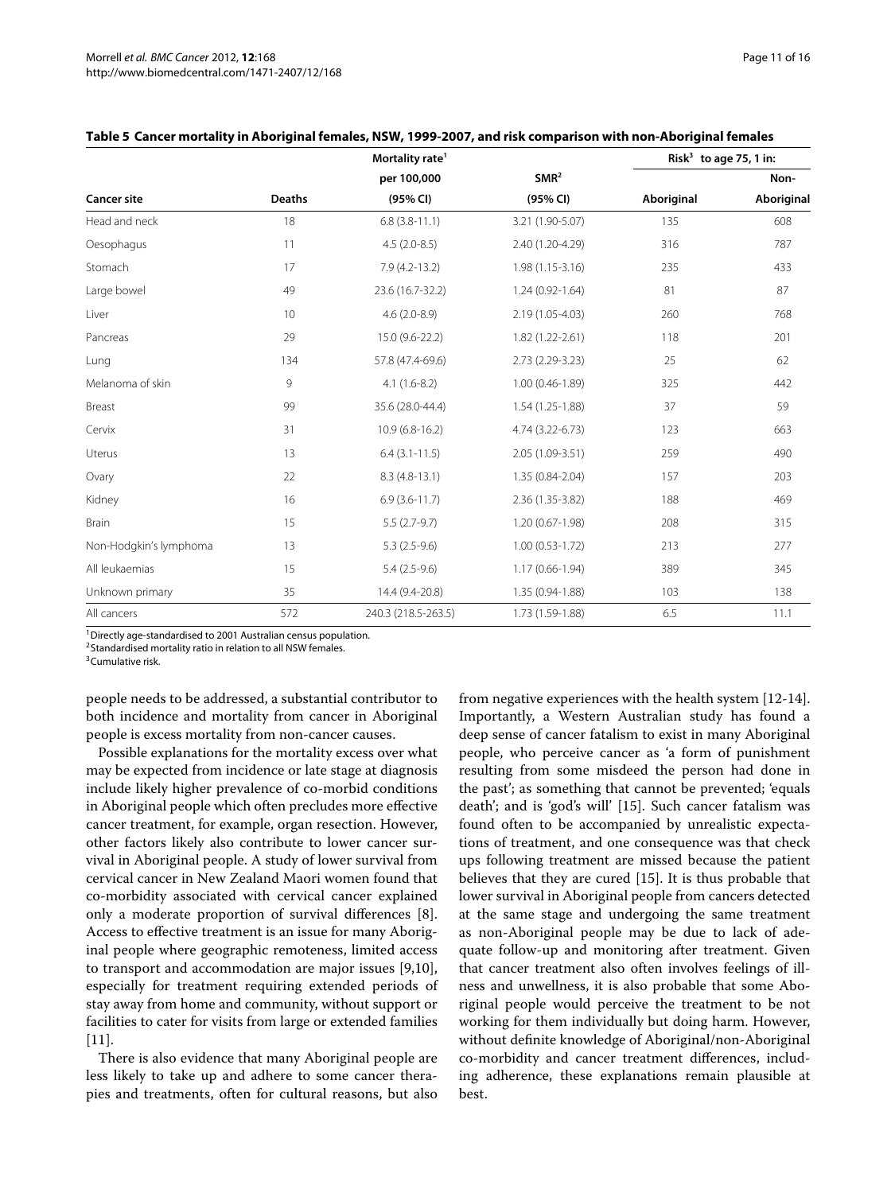**Table 5 Cancer mortality in Aboriginal females, NSW, 1999-2007, and risk comparison with non-Aboriginal females**

| Cancer site | Deaths | Mortality rate[1] per 100,000 (95% CI) | SMR[2] (95% CI) | Risk[3] to age 75, 1 in: Aboriginal | Non-Aboriginal |
|---|---|---|---|---|---|
| Head and neck | 18 | 6.8 (3.8-11.1) | 3.21 (1.90-5.07) | 135 | 608 |
| Oesophagus | 11 | 4.5 (2.0-8.5) | 2.40 (1.20-4.29) | 316 | 787 |
| Stomach | 17 | 7.9 (4.2-13.2) | 1.98 (1.15-3.16) | 235 | 433 |
| Large bowel | 49 | 23.6 (16.7-32.2) | 1.24 (0.92-1.64) | 81 | 87 |
| Liver | 10 | 4.6 (2.0-8.9) | 2.19 (1.05-4.03) | 260 | 768 |
| Pancreas | 29 | 15.0 (9.6-22.2) | 1.82 (1.22-2.61) | 118 | 201 |
| Lung | 134 | 57.8 (47.4-69.6) | 2.73 (2.29-3.23) | 25 | 62 |
| Melanoma of skin | 9 | 4.1 (1.6-8.2) | 1.00 (0.46-1.89) | 325 | 442 |
| Breast | 99 | 35.6 (28.0-44.4) | 1.54 (1.25-1.88) | 37 | 59 |
| Cervix | 31 | 10.9 (6.8-16.2) | 4.74 (3.22-6.73) | 123 | 663 |
| Uterus | 13 | 6.4 (3.1-11.5) | 2.05 (1.09-3.51) | 259 | 490 |
| Ovary | 22 | 8.3 (4.8-13.1) | 1.35 (0.84-2.04) | 157 | 203 |
| Kidney | 16 | 6.9 (3.6-11.7) | 2.36 (1.35-3.82) | 188 | 469 |
| Brain | 15 | 5.5 (2.7-9.7) | 1.20 (0.67-1.98) | 208 | 315 |
| Non-Hodgkin's lymphoma | 13 | 5.3 (2.5-9.6) | 1.00 (0.53-1.72) | 213 | 277 |
| All leukaemias | 15 | 5.4 (2.5-9.6) | 1.17 (0.66-1.94) | 389 | 345 |
| Unknown primary | 35 | 14.4 (9.4-20.8) | 1.35 (0.94-1.88) | 103 | 138 |
| All cancers | 572 | 240.3 (218.5-263.5) | 1.73 (1.59-1.88) | 6.5 | 11.1 |

[1] Directly age-standardised to 2001 Australian census population.
[2] Standardised mortality ratio in relation to all NSW females.
[3] Cumulative risk.

people needs to be addressed, a substantial contributor to both incidence and mortality from cancer in Aboriginal people is excess mortality from non-cancer causes.

Possible explanations for the mortality excess over what may be expected from incidence or late stage at diagnosis include likely higher prevalence of co-morbid conditions in Aboriginal people which often precludes more effective cancer treatment, for example, organ resection. However, other factors likely also contribute to lower cancer survival in Aboriginal people. A study of lower survival from cervical cancer in New Zealand Maori women found that co-morbidity associated with cervical cancer explained only a moderate proportion of survival differences [8]. Access to effective treatment is an issue for many Aboriginal people where geographic remoteness, limited access to transport and accommodation are major issues [9,10], especially for treatment requiring extended periods of stay away from home and community, without support or facilities to cater for visits from large or extended families [11].

There is also evidence that many Aboriginal people are less likely to take up and adhere to some cancer therapies and treatments, often for cultural reasons, but also from negative experiences with the health system [12-14]. Importantly, a Western Australian study has found a deep sense of cancer fatalism to exist in many Aboriginal people, who perceive cancer as 'a form of punishment resulting from some misdeed the person had done in the past'; as something that cannot be prevented; 'equals death'; and is 'god's will' [15]. Such cancer fatalism was found often to be accompanied by unrealistic expectations of treatment, and one consequence was that check ups following treatment are missed because the patient believes that they are cured [15]. It is thus probable that lower survival in Aboriginal people from cancers detected at the same stage and undergoing the same treatment as non-Aboriginal people may be due to lack of adequate follow-up and monitoring after treatment. Given that cancer treatment also often involves feelings of illness and unwellness, it is also probable that some Aboriginal people would perceive the treatment to be not working for them individually but doing harm. However, without definite knowledge of Aboriginal/non-Aboriginal co-morbidity and cancer treatment differences, including adherence, these explanations remain plausible at best.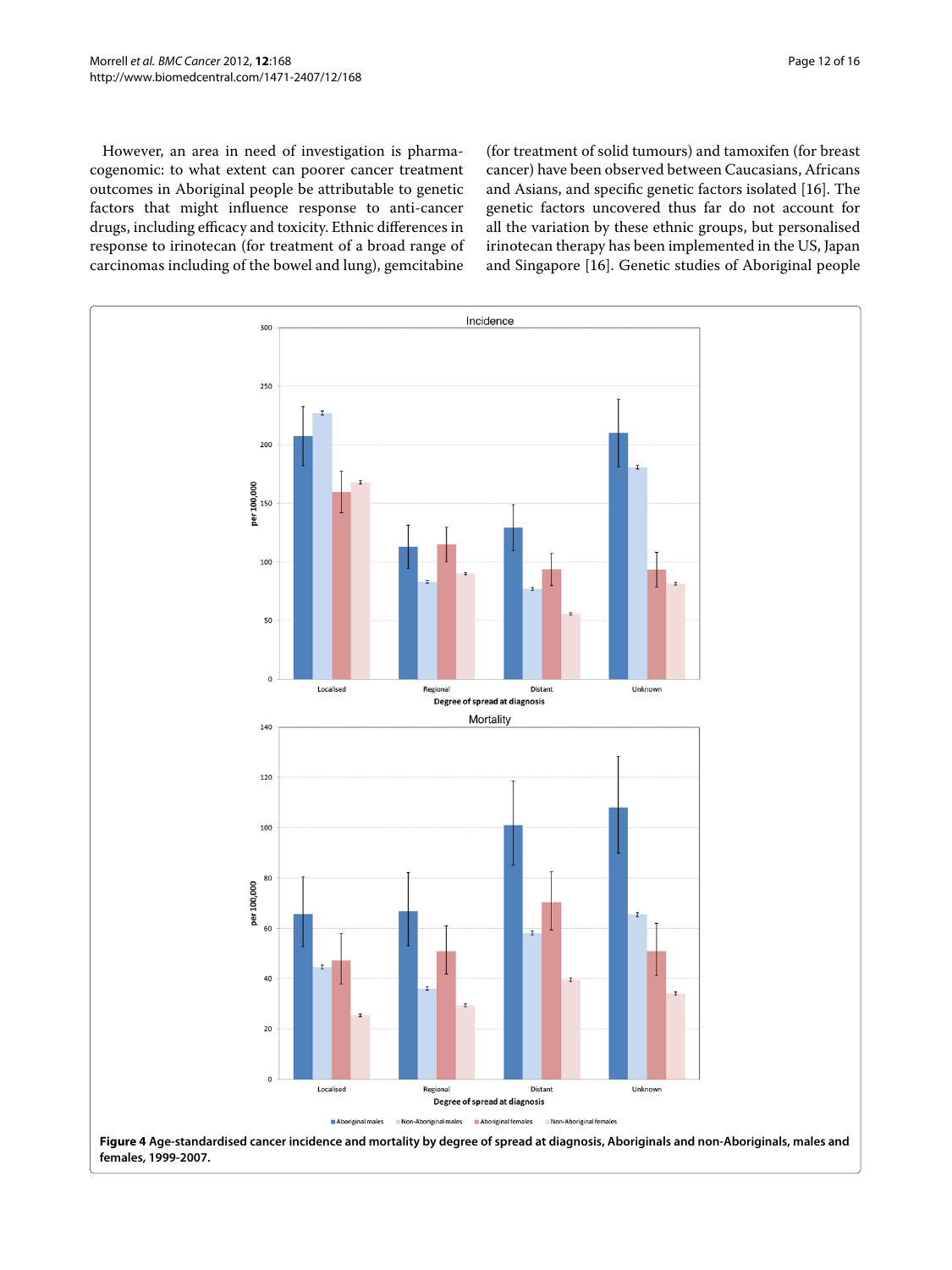However, an area in need of investigation is pharmacogenomic: to what extent can poorer cancer treatment outcomes in Aboriginal people be attributable to genetic factors that might influence response to anti-cancer drugs, including efficacy and toxicity. Ethnic differences in response to irinotecan (for treatment of a broad range of carcinomas including of the bowel and lung), gemcitabine (for treatment of solid tumours) and tamoxifen (for breast cancer) have been observed between Caucasians, Africans and Asians, and specific genetic factors isolated [16]. The genetic factors uncovered thus far do not account for all the variation by these ethnic groups, but personalised irinotecan therapy has been implemented in the US, Japan and Singapore [16]. Genetic studies of Aboriginal people

**Figure 4 Age-standardised cancer incidence and mortality by degree of spread at diagnosis, Aboriginals and non-Aboriginals, males and females, 1999-2007.**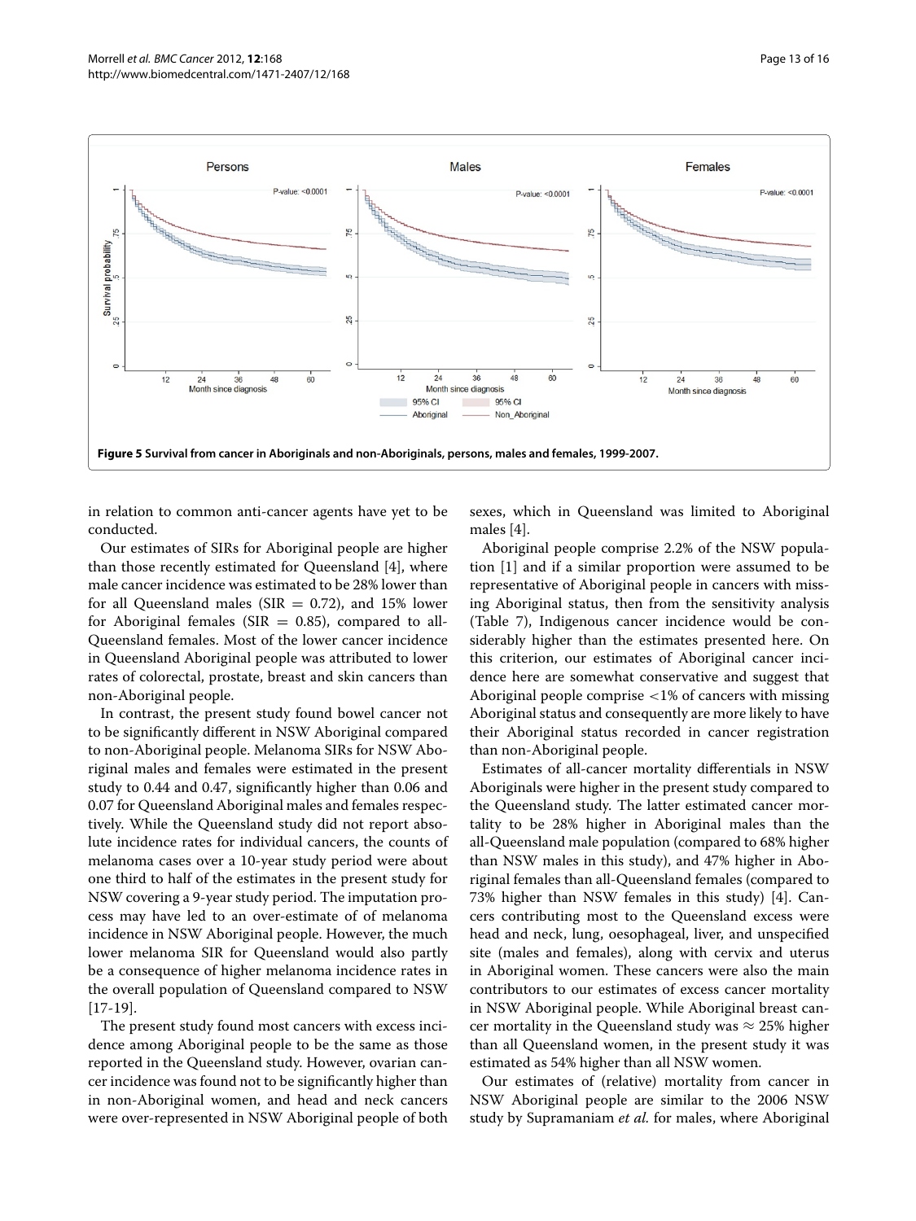**Figure 5 Survival from cancer in Aboriginals and non-Aboriginals, persons, males and females, 1999-2007.**

in relation to common anti-cancer agents have yet to be conducted.

Our estimates of SIRs for Aboriginal people are higher than those recently estimated for Queensland [4], where male cancer incidence was estimated to be 28% lower than for all Queensland males (SIR = 0.72), and 15% lower for Aboriginal females (SIR = 0.85), compared to all-Queensland females. Most of the lower cancer incidence in Queensland Aboriginal people was attributed to lower rates of colorectal, prostate, breast and skin cancers than non-Aboriginal people.

In contrast, the present study found bowel cancer not to be significantly different in NSW Aboriginal compared to non-Aboriginal people. Melanoma SIRs for NSW Aboriginal males and females were estimated in the present study to 0.44 and 0.47, significantly higher than 0.06 and 0.07 for Queensland Aboriginal males and females respectively. While the Queensland study did not report absolute incidence rates for individual cancers, the counts of melanoma cases over a 10-year study period were about one third to half of the estimates in the present study for NSW covering a 9-year study period. The imputation process may have led to an over-estimate of of melanoma incidence in NSW Aboriginal people. However, the much lower melanoma SIR for Queensland would also partly be a consequence of higher melanoma incidence rates in the overall population of Queensland compared to NSW [17-19].

The present study found most cancers with excess incidence among Aboriginal people to be the same as those reported in the Queensland study. However, ovarian cancer incidence was found not to be significantly higher than in non-Aboriginal women, and head and neck cancers were over-represented in NSW Aboriginal people of both sexes, which in Queensland was limited to Aboriginal males [4].

Aboriginal people comprise 2.2% of the NSW population [1] and if a similar proportion were assumed to be representative of Aboriginal people in cancers with missing Aboriginal status, then from the sensitivity analysis (Table 7), Indigenous cancer incidence would be considerably higher than the estimates presented here. On this criterion, our estimates of Aboriginal cancer incidence here are somewhat conservative and suggest that Aboriginal people comprise <1% of cancers with missing Aboriginal status and consequently are more likely to have their Aboriginal status recorded in cancer registration than non-Aboriginal people.

Estimates of all-cancer mortality differentials in NSW Aboriginals were higher in the present study compared to the Queensland study. The latter estimated cancer mortality to be 28% higher in Aboriginal males than the all-Queensland male population (compared to 68% higher than NSW males in this study), and 47% higher in Aboriginal females than all-Queensland females (compared to 73% higher than NSW females in this study) [4]. Cancers contributing most to the Queensland excess were head and neck, lung, oesophageal, liver, and unspecified site (males and females), along with cervix and uterus in Aboriginal women. These cancers were also the main contributors to our estimates of excess cancer mortality in NSW Aboriginal people. While Aboriginal breast cancer mortality in the Queensland study was $\approx 25\%$ higher than all Queensland women, in the present study it was estimated as 54% higher than all NSW women.

Our estimates of (relative) mortality from cancer in NSW Aboriginal people are similar to the 2006 NSW study by Supramaniam *et al.* for males, where Aboriginal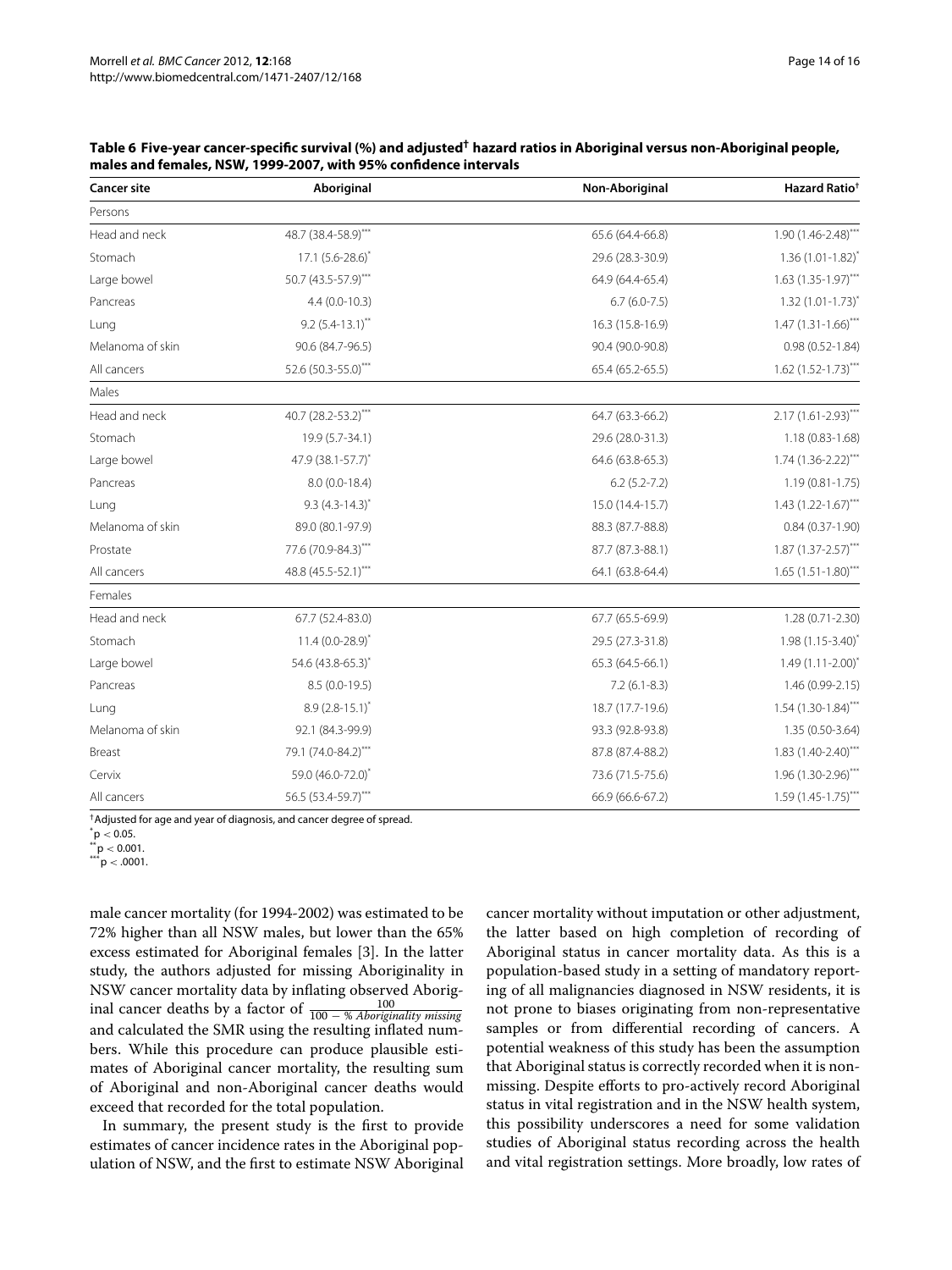**Table 6 Five-year cancer-specific survival (%) and adjusted[†] hazard ratios in Aboriginal versus non-Aboriginal people, males and females, NSW, 1999-2007, with 95% confidence intervals**

| Cancer site | Aboriginal | Non-Aboriginal | Hazard Ratio[†] |
|---|---|---|---|
| Persons | | | |
| Head and neck | 48.7 (38.4-58.9)[***] | 65.6 (64.4-66.8) | 1.90 (1.46-2.48)[***] |
| Stomach | 17.1 (5.6-28.6)[*] | 29.6 (28.3-30.9) | 1.36 (1.01-1.82)[*] |
| Large bowel | 50.7 (43.5-57.9)[***] | 64.9 (64.4-65.4) | 1.63 (1.35-1.97)[***] |
| Pancreas | 4.4 (0.0-10.3) | 6.7 (6.0-7.5) | 1.32 (1.01-1.73)[*] |
| Lung | 9.2 (5.4-13.1)[**] | 16.3 (15.8-16.9) | 1.47 (1.31-1.66)[***] |
| Melanoma of skin | 90.6 (84.7-96.5) | 90.4 (90.0-90.8) | 0.98 (0.52-1.84) |
| All cancers | 52.6 (50.3-55.0)[***] | 65.4 (65.2-65.5) | 1.62 (1.52-1.73)[***] |
| Males | | | |
| Head and neck | 40.7 (28.2-53.2)[***] | 64.7 (63.3-66.2) | 2.17 (1.61-2.93)[***] |
| Stomach | 19.9 (5.7-34.1) | 29.6 (28.0-31.3) | 1.18 (0.83-1.68) |
| Large bowel | 47.9 (38.1-57.7)[*] | 64.6 (63.8-65.3) | 1.74 (1.36-2.22)[***] |
| Pancreas | 8.0 (0.0-18.4) | 6.2 (5.2-7.2) | 1.19 (0.81-1.75) |
| Lung | 9.3 (4.3-14.3)[*] | 15.0 (14.4-15.7) | 1.43 (1.22-1.67)[***] |
| Melanoma of skin | 89.0 (80.1-97.9) | 88.3 (87.7-88.8) | 0.84 (0.37-1.90) |
| Prostate | 77.6 (70.9-84.3)[***] | 87.7 (87.3-88.1) | 1.87 (1.37-2.57)[***] |
| All cancers | 48.8 (45.5-52.1)[***] | 64.1 (63.8-64.4) | 1.65 (1.51-1.80)[***] |
| Females | | | |
| Head and neck | 67.7 (52.4-83.0) | 67.7 (65.5-69.9) | 1.28 (0.71-2.30) |
| Stomach | 11.4 (0.0-28.9)[*] | 29.5 (27.3-31.8) | 1.98 (1.15-3.40)[*] |
| Large bowel | 54.6 (43.8-65.3)[*] | 65.3 (64.5-66.1) | 1.49 (1.11-2.00)[*] |
| Pancreas | 8.5 (0.0-19.5) | 7.2 (6.1-8.3) | 1.46 (0.99-2.15) |
| Lung | 8.9 (2.8-15.1)[*] | 18.7 (17.7-19.6) | 1.54 (1.30-1.84)[***] |
| Melanoma of skin | 92.1 (84.3-99.9) | 93.3 (92.8-93.8) | 1.35 (0.50-3.64) |
| Breast | 79.1 (74.0-84.2)[***] | 87.8 (87.4-88.2) | 1.83 (1.40-2.40)[***] |
| Cervix | 59.0 (46.0-72.0)[*] | 73.6 (71.5-75.6) | 1.96 (1.30-2.96)[***] |
| All cancers | 56.5 (53.4-59.7)[***] | 66.9 (66.6-67.2) | 1.59 (1.45-1.75)[***] |

[†]Adjusted for age and year of diagnosis, and cancer degree of spread.
[*]$p < 0.05$.
[**]$p < 0.001$.
[***]$p < .0001$.

male cancer mortality (for 1994-2002) was estimated to be 72% higher than all NSW males, but lower than the 65% excess estimated for Aboriginal females [3]. In the latter study, the authors adjusted for missing Aboriginality in NSW cancer mortality data by inflating observed Aboriginal cancer deaths by a factor of $\frac{100}{100 - \%\ Aboriginality\ missing}$ and calculated the SMR using the resulting inflated numbers. While this procedure can produce plausible estimates of Aboriginal cancer mortality, the resulting sum of Aboriginal and non-Aboriginal cancer deaths would exceed that recorded for the total population.

In summary, the present study is the first to provide estimates of cancer incidence rates in the Aboriginal population of NSW, and the first to estimate NSW Aboriginal cancer mortality without imputation or other adjustment, the latter based on high completion of recording of Aboriginal status in cancer mortality data. As this is a population-based study in a setting of mandatory reporting of all malignancies diagnosed in NSW residents, it is not prone to biases originating from non-representative samples or from differential recording of cancers. A potential weakness of this study has been the assumption that Aboriginal status is correctly recorded when it is non-missing. Despite efforts to pro-actively record Aboriginal status in vital registration and in the NSW health system, this possibility underscores a need for some validation studies of Aboriginal status recording across the health and vital registration settings. More broadly, low rates of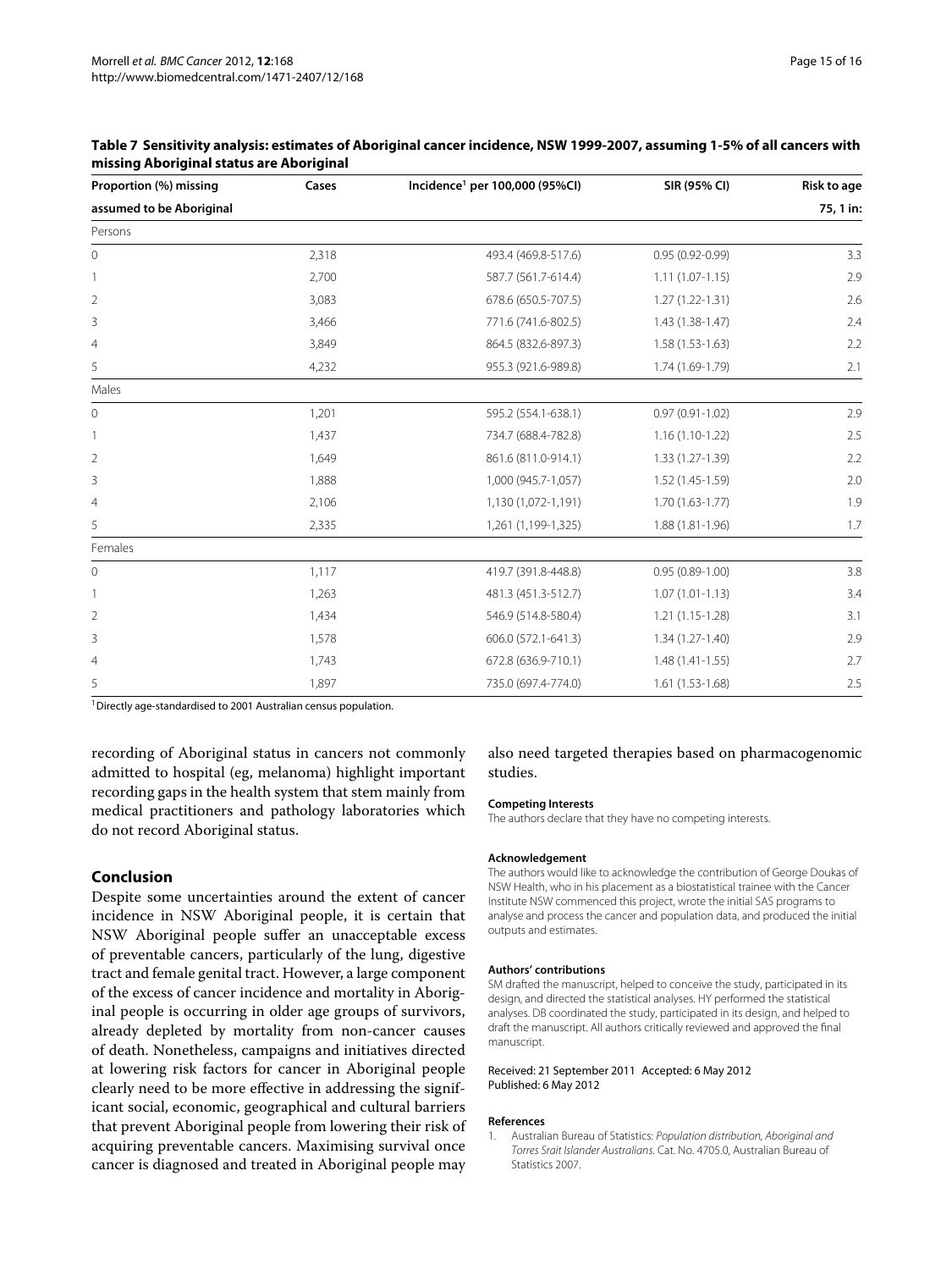**Table 7 Sensitivity analysis: estimates of Aboriginal cancer incidence, NSW 1999-2007, assuming 1-5% of all cancers with missing Aboriginal status are Aboriginal**

| Proportion (%) missing assumed to be Aboriginal | Cases | Incidence[1] per 100,000 (95%CI) | SIR (95% CI) | Risk to age 75, 1 in: |
|---|---|---|---|---|
| Persons | | | | |
| 0 | 2,318 | 493.4 (469.8-517.6) | 0.95 (0.92-0.99) | 3.3 |
| 1 | 2,700 | 587.7 (561.7-614.4) | 1.11 (1.07-1.15) | 2.9 |
| 2 | 3,083 | 678.6 (650.5-707.5) | 1.27 (1.22-1.31) | 2.6 |
| 3 | 3,466 | 771.6 (741.6-802.5) | 1.43 (1.38-1.47) | 2.4 |
| 4 | 3,849 | 864.5 (832.6-897.3) | 1.58 (1.53-1.63) | 2.2 |
| 5 | 4,232 | 955.3 (921.6-989.8) | 1.74 (1.69-1.79) | 2.1 |
| Males | | | | |
| 0 | 1,201 | 595.2 (554.1-638.1) | 0.97 (0.91-1.02) | 2.9 |
| 1 | 1,437 | 734.7 (688.4-782.8) | 1.16 (1.10-1.22) | 2.5 |
| 2 | 1,649 | 861.6 (811.0-914.1) | 1.33 (1.27-1.39) | 2.2 |
| 3 | 1,888 | 1,000 (945.7-1,057) | 1.52 (1.45-1.59) | 2.0 |
| 4 | 2,106 | 1,130 (1,072-1,191) | 1.70 (1.63-1.77) | 1.9 |
| 5 | 2,335 | 1,261 (1,199-1,325) | 1.88 (1.81-1.96) | 1.7 |
| Females | | | | |
| 0 | 1,117 | 419.7 (391.8-448.8) | 0.95 (0.89-1.00) | 3.8 |
| 1 | 1,263 | 481.3 (451.3-512.7) | 1.07 (1.01-1.13) | 3.4 |
| 2 | 1,434 | 546.9 (514.8-580.4) | 1.21 (1.15-1.28) | 3.1 |
| 3 | 1,578 | 606.0 (572.1-641.3) | 1.34 (1.27-1.40) | 2.9 |
| 4 | 1,743 | 672.8 (636.9-710.1) | 1.48 (1.41-1.55) | 2.7 |
| 5 | 1,897 | 735.0 (697.4-774.0) | 1.61 (1.53-1.68) | 2.5 |

[1] Directly age-standardised to 2001 Australian census population.

recording of Aboriginal status in cancers not commonly admitted to hospital (eg, melanoma) highlight important recording gaps in the health system that stem mainly from medical practitioners and pathology laboratories which do not record Aboriginal status.

## Conclusion

Despite some uncertainties around the extent of cancer incidence in NSW Aboriginal people, it is certain that NSW Aboriginal people suffer an unacceptable excess of preventable cancers, particularly of the lung, digestive tract and female genital tract. However, a large component of the excess of cancer incidence and mortality in Aboriginal people is occurring in older age groups of survivors, already depleted by mortality from non-cancer causes of death. Nonetheless, campaigns and initiatives directed at lowering risk factors for cancer in Aboriginal people clearly need to be more effective in addressing the significant social, economic, geographical and cultural barriers that prevent Aboriginal people from lowering their risk of acquiring preventable cancers. Maximising survival once cancer is diagnosed and treated in Aboriginal people may also need targeted therapies based on pharmacogenomic studies.

#### Competing Interests

The authors declare that they have no competing interests.

#### Acknowledgement

The authors would like to acknowledge the contribution of George Doukas of NSW Health, who in his placement as a biostatistical trainee with the Cancer Institute NSW commenced this project, wrote the initial SAS programs to analyse and process the cancer and population data, and produced the initial outputs and estimates.

#### Authors' contributions

SM drafted the manuscript, helped to conceive the study, participated in its design, and directed the statistical analyses. HY performed the statistical analyses. DB coordinated the study, participated in its design, and helped to draft the manuscript. All authors critically reviewed and approved the final manuscript.

Received: 21 September 2011 Accepted: 6 May 2012
Published: 6 May 2012

#### References

1. Australian Bureau of Statistics: *Population distribution, Aboriginal and Torres Srait Islander Australians*. Cat. No. 4705.0, Australian Bureau of Statistics 2007.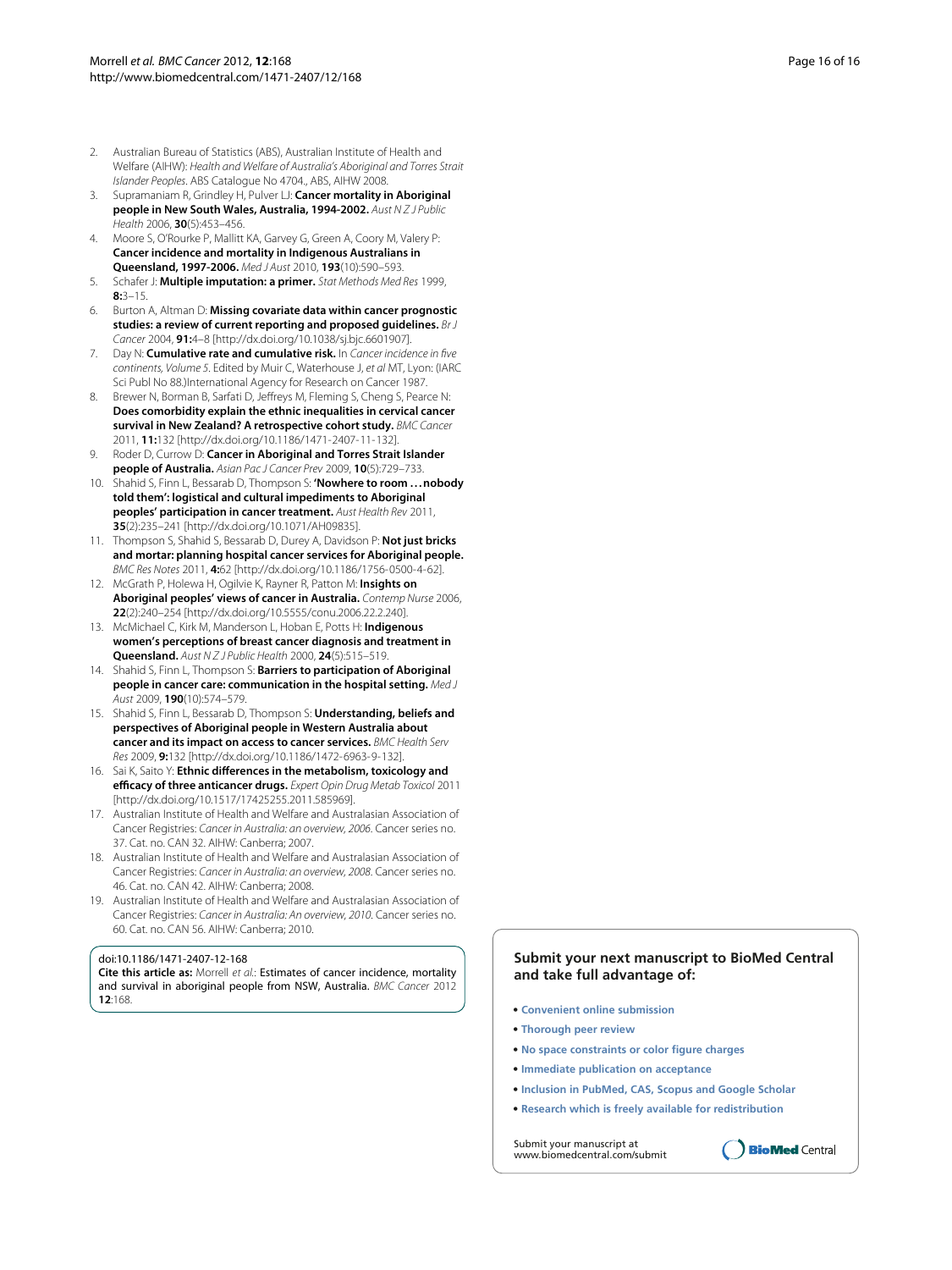2. Australian Bureau of Statistics (ABS), Australian Institute of Health and Welfare (AIHW): *Health and Welfare of Australia's Aboriginal and Torres Strait Islander Peoples*. ABS Catalogue No 4704., ABS, AIHW 2008.
3. Supramaniam R, Grindley H, Pulver LJ: **Cancer mortality in Aboriginal people in New South Wales, Australia, 1994-2002.** *Aust N Z J Public Health* 2006, **30**(5):453–456.
4. Moore S, O'Rourke P, Mallitt KA, Garvey G, Green A, Coory M, Valery P: **Cancer incidence and mortality in Indigenous Australians in Queensland, 1997-2006.** *Med J Aust* 2010, **193**(10):590–593.
5. Schafer J: **Multiple imputation: a primer.** *Stat Methods Med Res* 1999, **8:**3–15.
6. Burton A, Altman D: **Missing covariate data within cancer prognostic studies: a review of current reporting and proposed guidelines.** *Br J Cancer* 2004, **91:**4–8 [http://dx.doi.org/10.1038/sj.bjc.6601907].
7. Day N: **Cumulative rate and cumulative risk.** In *Cancer incidence in five continents, Volume 5*. Edited by Muir C, Waterhouse J, *et al* MT, Lyon: (IARC Sci Publ No 88.)International Agency for Research on Cancer 1987.
8. Brewer N, Borman B, Sarfati D, Jeffreys M, Fleming S, Cheng S, Pearce N: **Does comorbidity explain the ethnic inequalities in cervical cancer survival in New Zealand? A retrospective cohort study.** *BMC Cancer* 2011, **11:**132 [http://dx.doi.org/10.1186/1471-2407-11-132].
9. Roder D, Currow D: **Cancer in Aboriginal and Torres Strait Islander people of Australia.** *Asian Pac J Cancer Prev* 2009, **10**(5):729–733.
10. Shahid S, Finn L, Bessarab D, Thompson S: **'Nowhere to room . . . nobody told them': logistical and cultural impediments to Aboriginal peoples' participation in cancer treatment.** *Aust Health Rev* 2011, **35**(2):235–241 [http://dx.doi.org/10.1071/AH09835].
11. Thompson S, Shahid S, Bessarab D, Durey A, Davidson P: **Not just bricks and mortar: planning hospital cancer services for Aboriginal people.** *BMC Res Notes* 2011, **4:**62 [http://dx.doi.org/10.1186/1756-0500-4-62].
12. McGrath P, Holewa H, Ogilvie K, Rayner R, Patton M: **Insights on Aboriginal peoples' views of cancer in Australia.** *Contemp Nurse* 2006, **22**(2):240–254 [http://dx.doi.org/10.5555/conu.2006.22.2.240].
13. McMichael C, Kirk M, Manderson L, Hoban E, Potts H: **Indigenous women's perceptions of breast cancer diagnosis and treatment in Queensland.** *Aust N Z J Public Health* 2000, **24**(5):515–519.
14. Shahid S, Finn L, Thompson S: **Barriers to participation of Aboriginal people in cancer care: communication in the hospital setting.** *Med J Aust* 2009, **190**(10):574–579.
15. Shahid S, Finn L, Bessarab D, Thompson S: **Understanding, beliefs and perspectives of Aboriginal people in Western Australia about cancer and its impact on access to cancer services.** *BMC Health Serv Res* 2009, **9:**132 [http://dx.doi.org/10.1186/1472-6963-9-132].
16. Sai K, Saito Y: **Ethnic differences in the metabolism, toxicology and efficacy of three anticancer drugs.** *Expert Opin Drug Metab Toxicol* 2011 [http://dx.doi.org/10.1517/17425255.2011.585969].
17. Australian Institute of Health and Welfare and Australasian Association of Cancer Registries: *Cancer in Australia: an overview, 2006*. Cancer series no. 37. Cat. no. CAN 32. AIHW: Canberra; 2007.
18. Australian Institute of Health and Welfare and Australasian Association of Cancer Registries: *Cancer in Australia: an overview, 2008*. Cancer series no. 46. Cat. no. CAN 42. AIHW: Canberra; 2008.
19. Australian Institute of Health and Welfare and Australasian Association of Cancer Registries: *Cancer in Australia: An overview, 2010*. Cancer series no. 60. Cat. no. CAN 56. AIHW: Canberra; 2010.

doi:10.1186/1471-2407-12-168

**Cite this article as:** Morrell *et al.*: Estimates of cancer incidence, mortality and survival in aboriginal people from NSW, Australia. *BMC Cancer* 2012 **12**:168.

**Submit your next manuscript to BioMed Central and take full advantage of:**

- **Convenient online submission**
- **Thorough peer review**
- **No space constraints or color figure charges**
- **Immediate publication on acceptance**
- **Inclusion in PubMed, CAS, Scopus and Google Scholar**
- **Research which is freely available for redistribution**

Submit your manuscript at
www.biomedcentral.com/submit

BioMed Central